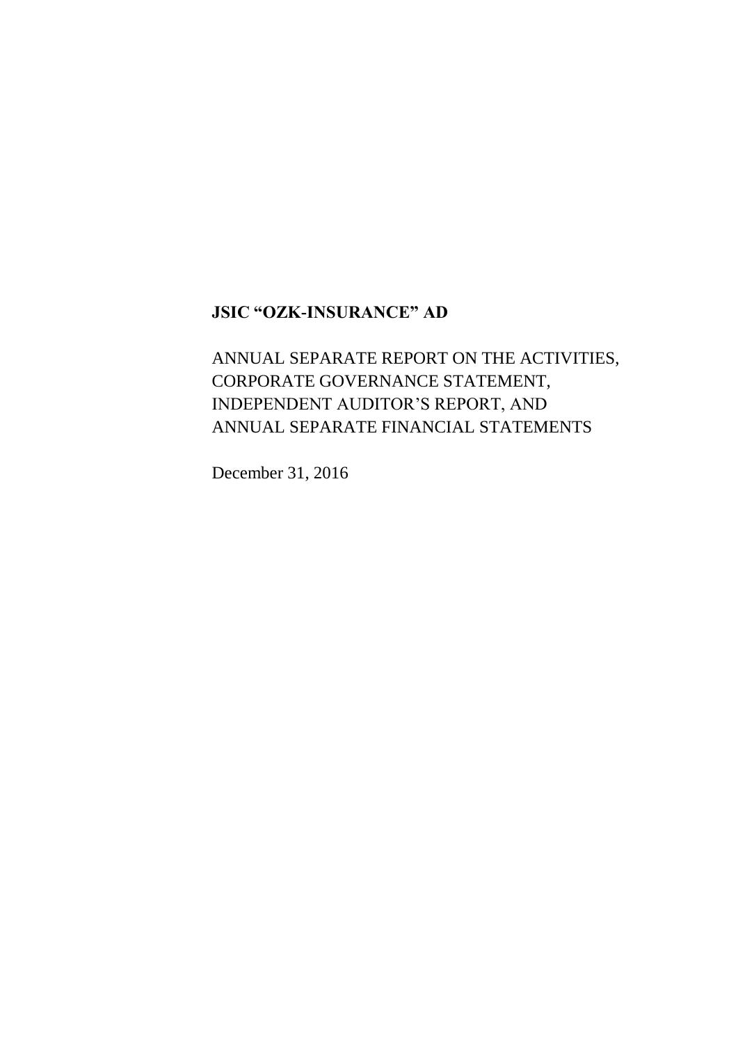# JSIC "OZK-INSURANCE" AD

ANNUAL SEPARATE REPORT ON THE ACTIVITIES,
CORPORATE GOVERNANCE STATEMENT,
INDEPENDENT AUDITOR'S REPORT, AND
ANNUAL SEPARATE FINANCIAL STATEMENTS

December 31, 2016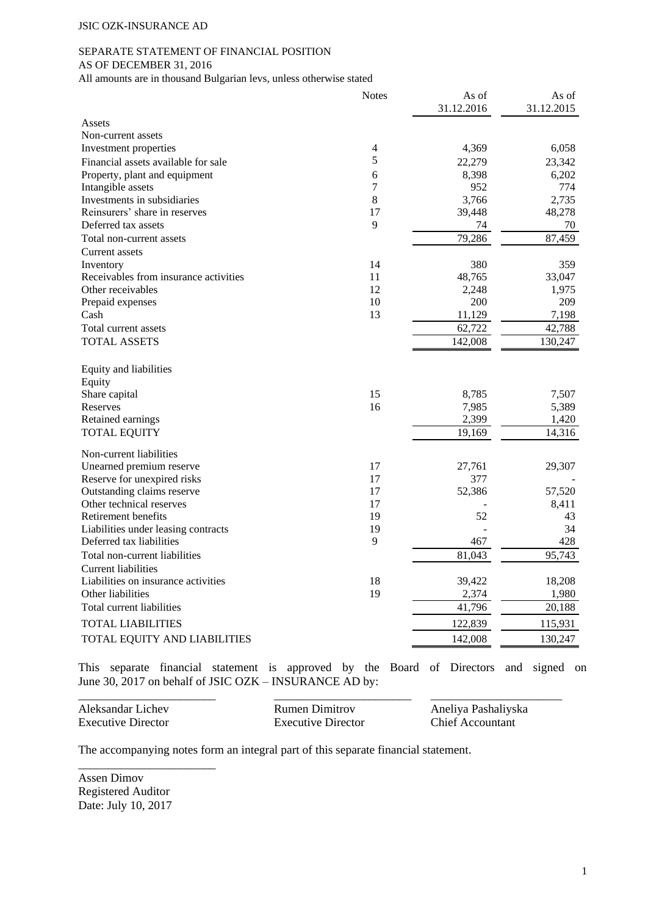JSIC OZK-INSURANCE AD

# SEPARATE STATEMENT OF FINANCIAL POSITION
## AS OF DECEMBER 31, 2016

All amounts are in thousand Bulgarian levs, unless otherwise stated

| | Notes | As of 31.12.2016 | As of 31.12.2015 |
|---|---|---|---|
| Assets | | | |
| Non-current assets | | | |
| Investment properties | 4 | 4,369 | 6,058 |
| Financial assets available for sale | 5 | 22,279 | 23,342 |
| Property, plant and equipment | 6 | 8,398 | 6,202 |
| Intangible assets | 7 | 952 | 774 |
| Investments in subsidiaries | 8 | 3,766 | 2,735 |
| Reinsurers' share in reserves | 17 | 39,448 | 48,278 |
| Deferred tax assets | 9 | 74 | 70 |
| Total non-current assets | | 79,286 | 87,459 |
| Current assets | | | |
| Inventory | 14 | 380 | 359 |
| Receivables from insurance activities | 11 | 48,765 | 33,047 |
| Other receivables | 12 | 2,248 | 1,975 |
| Prepaid expenses | 10 | 200 | 209 |
| Cash | 13 | 11,129 | 7,198 |
| Total current assets | | 62,722 | 42,788 |
| TOTAL ASSETS | | 142,008 | 130,247 |
| | | | |
| Equity and liabilities | | | |
| Equity | | | |
| Share capital | 15 | 8,785 | 7,507 |
| Reserves | 16 | 7,985 | 5,389 |
| Retained earnings | | 2,399 | 1,420 |
| TOTAL EQUITY | | 19,169 | 14,316 |
| | | | |
| Non-current liabilities | | | |
| Unearned premium reserve | 17 | 27,761 | 29,307 |
| Reserve for unexpired risks | 17 | 377 | - |
| Outstanding claims reserve | 17 | 52,386 | 57,520 |
| Other technical reserves | 17 | - | 8,411 |
| Retirement benefits | 19 | 52 | 43 |
| Liabilities under leasing contracts | 19 | - | 34 |
| Deferred tax liabilities | 9 | 467 | 428 |
| Total non-current liabilities | | 81,043 | 95,743 |
| Current liabilities | | | |
| Liabilities on insurance activities | 18 | 39,422 | 18,208 |
| Other liabilities | 19 | 2,374 | 1,980 |
| Total current liabilities | | 41,796 | 20,188 |
| TOTAL LIABILITIES | | 122,839 | 115,931 |
| TOTAL EQUITY AND LIABILITIES | | 142,008 | 130,247 |

This separate financial statement is approved by the Board of Directors and signed on June 30, 2017 on behalf of JSIC OZK – INSURANCE AD by:

| | | |
|---|---|---|
| Aleksandar Lichev | Rumen Dimitrov | Aneliya Pashaliyska |
| Executive Director | Executive Director | Chief Accountant |

The accompanying notes form an integral part of this separate financial statement.

Assen Dimov
Registered Auditor
Date: July 10, 2017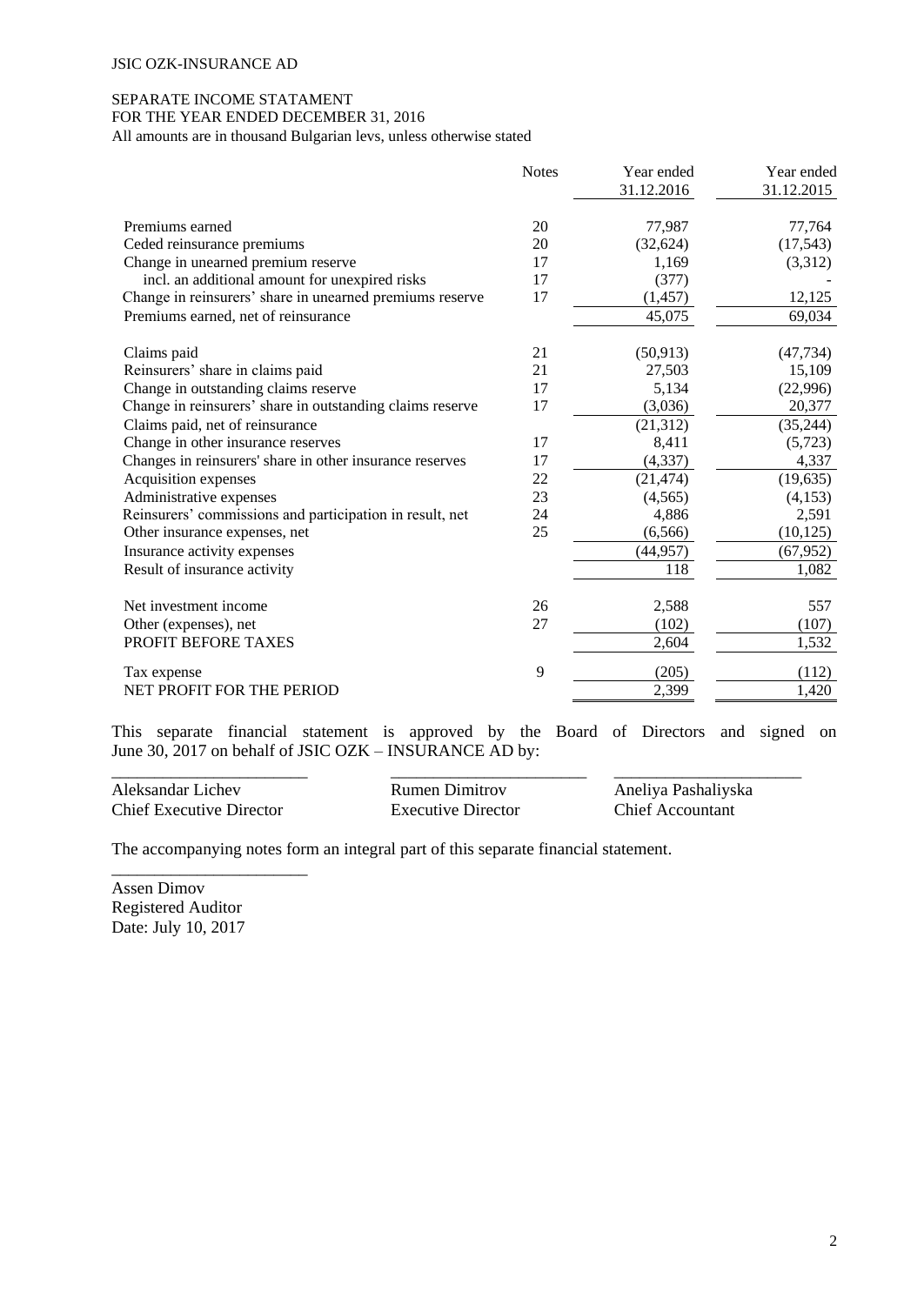JSIC OZK-INSURANCE AD

SEPARATE INCOME STATAMENT
FOR THE YEAR ENDED DECEMBER 31, 2016
All amounts are in thousand Bulgarian levs, unless otherwise stated

| | Notes | Year ended 31.12.2016 | Year ended 31.12.2015 |
|---|---|---|---|
| Premiums earned | 20 | 77,987 | 77,764 |
| Ceded reinsurance premiums | 20 | (32,624) | (17,543) |
| Change in unearned premium reserve | 17 | 1,169 | (3,312) |
| incl. an additional amount for unexpired risks | 17 | (377) | - |
| Change in reinsurers' share in unearned premiums reserve | 17 | (1,457) | 12,125 |
| Premiums earned, net of reinsurance | | 45,075 | 69,034 |
| Claims paid | 21 | (50,913) | (47,734) |
| Reinsurers' share in claims paid | 21 | 27,503 | 15,109 |
| Change in outstanding claims reserve | 17 | 5,134 | (22,996) |
| Change in reinsurers' share in outstanding claims reserve | 17 | (3,036) | 20,377 |
| Claims paid, net of reinsurance | | (21,312) | (35,244) |
| Change in other insurance reserves | 17 | 8,411 | (5,723) |
| Changes in reinsurers' share in other insurance reserves | 17 | (4,337) | 4,337 |
| Acquisition expenses | 22 | (21,474) | (19,635) |
| Administrative expenses | 23 | (4,565) | (4,153) |
| Reinsurers' commissions and participation in result, net | 24 | 4,886 | 2,591 |
| Other insurance expenses, net | 25 | (6,566) | (10,125) |
| Insurance activity expenses | | (44,957) | (67,952) |
| Result of insurance activity | | 118 | 1,082 |
| Net investment income | 26 | 2,588 | 557 |
| Other (expenses), net | 27 | (102) | (107) |
| PROFIT BEFORE TAXES | | 2,604 | 1,532 |
| Tax expense | 9 | (205) | (112) |
| NET PROFIT FOR THE PERIOD | | 2,399 | 1,420 |

This separate financial statement is approved by the Board of Directors and signed on June 30, 2017 on behalf of JSIC OZK – INSURANCE AD by:

| _______________________ | _______________________ | _______________________ |
|---|---|---|
| Aleksandar Lichev | Rumen Dimitrov | Aneliya Pashaliyska |
| Chief Executive Director | Executive Director | Chief Accountant |

The accompanying notes form an integral part of this separate financial statement.

_______________________
Assen Dimov
Registered Auditor
Date: July 10, 2017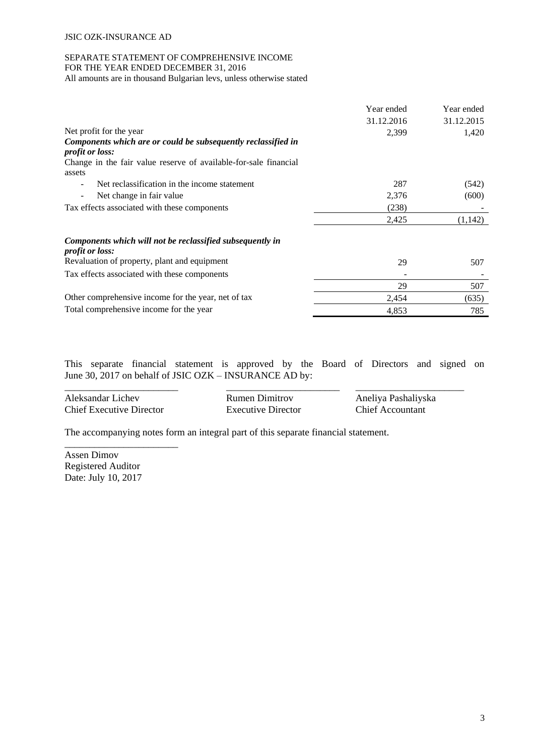JSIC OZK-INSURANCE AD

SEPARATE STATEMENT OF COMPREHENSIVE INCOME
FOR THE YEAR ENDED DECEMBER 31, 2016
All amounts are in thousand Bulgarian levs, unless otherwise stated

| | Year ended 31.12.2016 | Year ended 31.12.2015 |
|---|---|---|
| Net profit for the year | 2,399 | 1,420 |
| ***Components which are or could be subsequently reclassified in profit or loss:*** | | |
| Change in the fair value reserve of available-for-sale financial assets | | |
| - Net reclassification in the income statement | 287 | (542) |
| - Net change in fair value | 2,376 | (600) |
| Tax effects associated with these components | (238) | - |
| | 2,425 | (1,142) |
| ***Components which will not be reclassified subsequently in profit or loss:*** | | |
| Revaluation of property, plant and equipment | 29 | 507 |
| Tax effects associated with these components | - | - |
| | 29 | 507 |
| Other comprehensive income for the year, net of tax | 2,454 | (635) |
| Total comprehensive income for the year | 4,853 | 785 |

This separate financial statement is approved by the Board of Directors and signed on June 30, 2017 on behalf of JSIC OZK – INSURANCE AD by:

| _______________________ | _______________________ | _______________________ |
|---|---|---|
| Aleksandar Lichev | Rumen Dimitrov | Aneliya Pashaliyska |
| Chief Executive Director | Executive Director | Chief Accountant |

The accompanying notes form an integral part of this separate financial statement.

_______________________
Assen Dimov
Registered Auditor
Date: July 10, 2017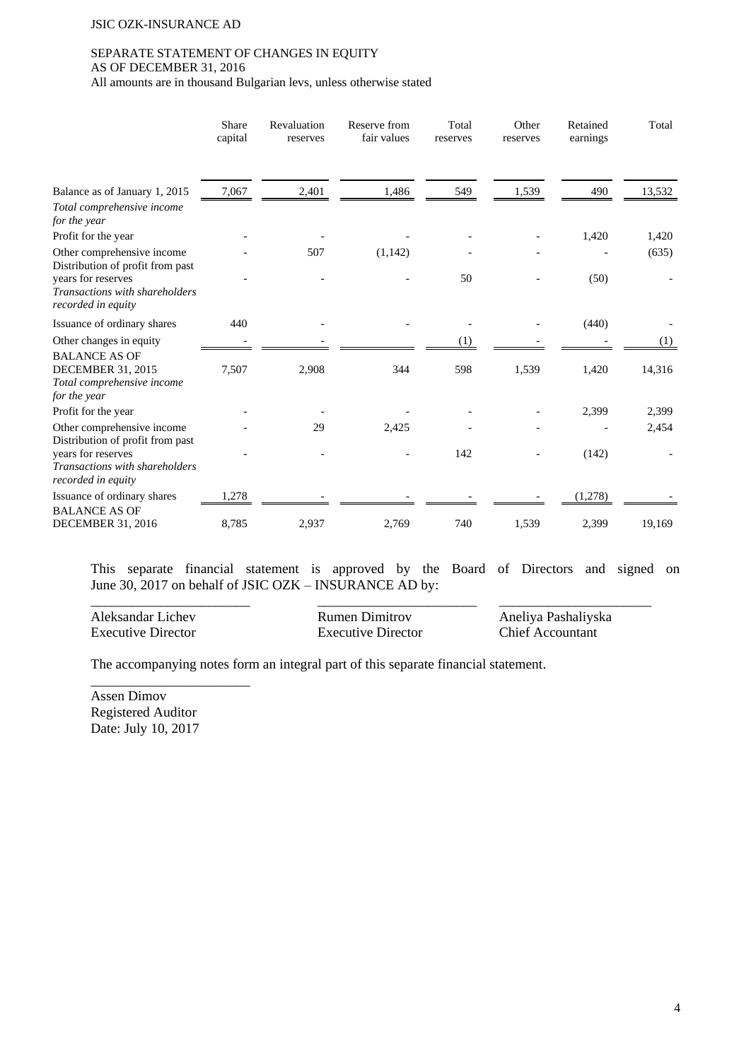JSIC OZK-INSURANCE AD

SEPARATE STATEMENT OF CHANGES IN EQUITY
AS OF DECEMBER 31, 2016
All amounts are in thousand Bulgarian levs, unless otherwise stated

| | Share capital | Revaluation reserves | Reserve from fair values | Total reserves | Other reserves | Retained earnings | Total |
|---|---|---|---|---|---|---|---|
| Balance as of January 1, 2015 | 7,067 | 2,401 | 1,486 | 549 | 1,539 | 490 | 13,532 |
| *Total comprehensive income for the year* | | | | | | | |
| Profit for the year | - | - | - | - | - | 1,420 | 1,420 |
| Other comprehensive income | - | 507 | (1,142) | - | - | - | (635) |
| Distribution of profit from past years for reserves | - | - | - | 50 | - | (50) | - |
| *Transactions with shareholders recorded in equity* | | | | | | | |
| Issuance of ordinary shares | 440 | - | - | - | - | (440) | - |
| Other changes in equity | - | - | | (1) | - | - | (1) |
| BALANCE AS OF DECEMBER 31, 2015 | 7,507 | 2,908 | 344 | 598 | 1,539 | 1,420 | 14,316 |
| *Total comprehensive income for the year* | | | | | | | |
| Profit for the year | - | - | - | - | - | 2,399 | 2,399 |
| Other comprehensive income | - | 29 | 2,425 | - | - | - | 2,454 |
| Distribution of profit from past years for reserves | - | - | - | 142 | - | (142) | - |
| *Transactions with shareholders recorded in equity* | | | | | | | |
| Issuance of ordinary shares | 1,278 | - | - | - | - | (1,278) | - |
| BALANCE AS OF DECEMBER 31, 2016 | 8,785 | 2,937 | 2,769 | 740 | 1,539 | 2,399 | 19,169 |

This separate financial statement is approved by the Board of Directors and signed on June 30, 2017 on behalf of JSIC OZK – INSURANCE AD by:

| \_\_\_\_\_\_\_\_\_\_\_\_\_\_\_\_\_\_\_\_\_\_ | \_\_\_\_\_\_\_\_\_\_\_\_\_\_\_\_\_\_\_\_\_\_ | \_\_\_\_\_\_\_\_\_\_\_\_\_\_\_\_\_\_\_\_\_\_ |
|---|---|---|
| Aleksandar Lichev | Rumen Dimitrov | Aneliya Pashaliyska |
| Executive Director | Executive Director | Chief Accountant |

The accompanying notes form an integral part of this separate financial statement.

\_\_\_\_\_\_\_\_\_\_\_\_\_\_\_\_\_\_\_\_\_\_

Assen Dimov
Registered Auditor
Date: July 10, 2017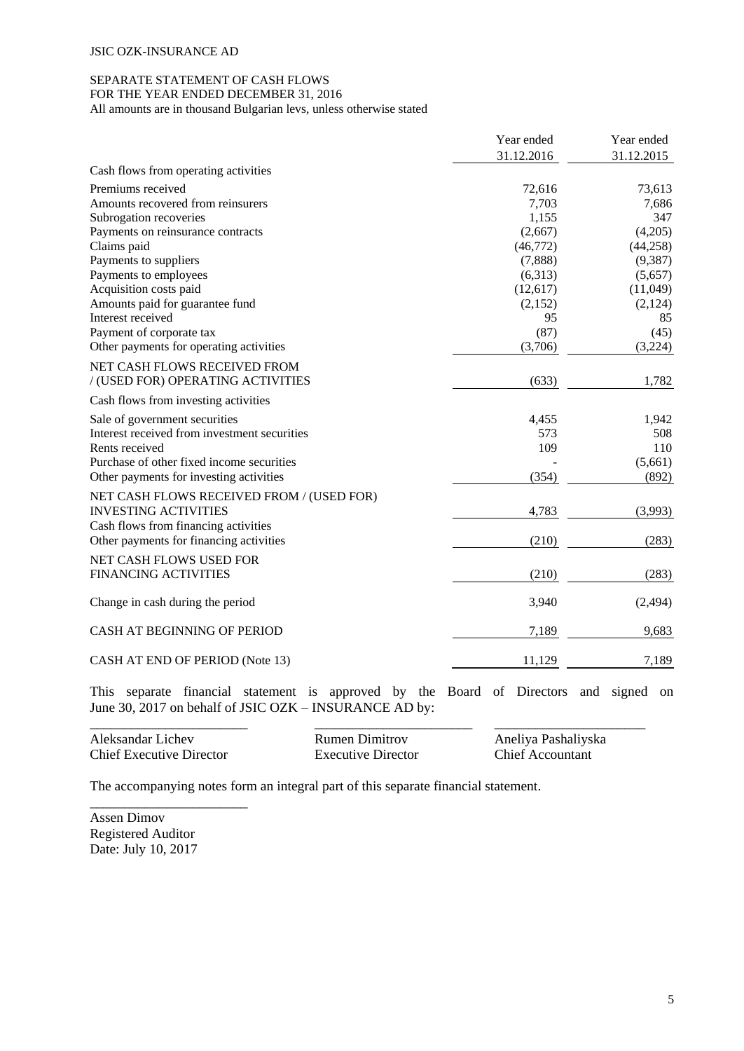JSIC OZK-INSURANCE AD

SEPARATE STATEMENT OF CASH FLOWS
FOR THE YEAR ENDED DECEMBER 31, 2016
All amounts are in thousand Bulgarian levs, unless otherwise stated

| | Year ended 31.12.2016 | Year ended 31.12.2015 |
|---|---|---|
| Cash flows from operating activities | | |
| Premiums received | 72,616 | 73,613 |
| Amounts recovered from reinsurers | 7,703 | 7,686 |
| Subrogation recoveries | 1,155 | 347 |
| Payments on reinsurance contracts | (2,667) | (4,205) |
| Claims paid | (46,772) | (44,258) |
| Payments to suppliers | (7,888) | (9,387) |
| Payments to employees | (6,313) | (5,657) |
| Acquisition costs paid | (12,617) | (11,049) |
| Amounts paid for guarantee fund | (2,152) | (2,124) |
| Interest received | 95 | 85 |
| Payment of corporate tax | (87) | (45) |
| Other payments for operating activities | (3,706) | (3,224) |
| NET CASH FLOWS RECEIVED FROM / (USED FOR) OPERATING ACTIVITIES | (633) | 1,782 |
| Cash flows from investing activities | | |
| Sale of government securities | 4,455 | 1,942 |
| Interest received from investment securities | 573 | 508 |
| Rents received | 109 | 110 |
| Purchase of other fixed income securities | - | (5,661) |
| Other payments for investing activities | (354) | (892) |
| NET CASH FLOWS RECEIVED FROM / (USED FOR) INVESTING ACTIVITIES | 4,783 | (3,993) |
| Cash flows from financing activities | | |
| Other payments for financing activities | (210) | (283) |
| NET CASH FLOWS USED FOR FINANCING ACTIVITIES | (210) | (283) |
| Change in cash during the period | 3,940 | (2,494) |
| CASH AT BEGINNING OF PERIOD | 7,189 | 9,683 |
| CASH AT END OF PERIOD (Note 13) | 11,129 | 7,189 |

This separate financial statement is approved by the Board of Directors and signed on June 30, 2017 on behalf of JSIC OZK – INSURANCE AD by:

| Aleksandar Lichev | Rumen Dimitrov | Aneliya Pashaliyska |
|---|---|---|
| Chief Executive Director | Executive Director | Chief Accountant |

The accompanying notes form an integral part of this separate financial statement.

Assen Dimov
Registered Auditor
Date: July 10, 2017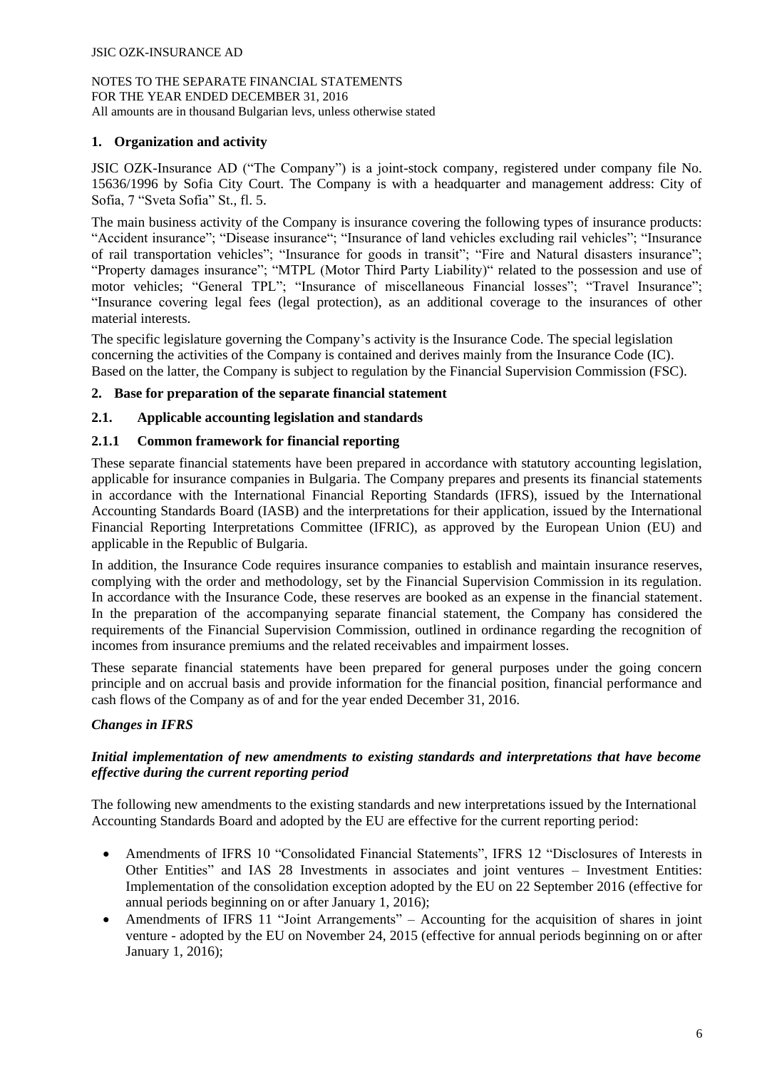## 1. Organization and activity

JSIC OZK-Insurance AD ("The Company") is a joint-stock company, registered under company file No. 15636/1996 by Sofia City Court. The Company is with a headquarter and management address: City of Sofia, 7 "Sveta Sofia" St., fl. 5.

The main business activity of the Company is insurance covering the following types of insurance products: "Accident insurance"; "Disease insurance"; "Insurance of land vehicles excluding rail vehicles"; "Insurance of rail transportation vehicles"; "Insurance for goods in transit"; "Fire and Natural disasters insurance"; "Property damages insurance"; "MTPL (Motor Third Party Liability)" related to the possession and use of motor vehicles; "General TPL"; "Insurance of miscellaneous Financial losses"; "Travel Insurance"; "Insurance covering legal fees (legal protection), as an additional coverage to the insurances of other material interests.

The specific legislature governing the Company's activity is the Insurance Code. The special legislation concerning the activities of the Company is contained and derives mainly from the Insurance Code (IC). Based on the latter, the Company is subject to regulation by the Financial Supervision Commission (FSC).

## 2. Base for preparation of the separate financial statement

### 2.1. Applicable accounting legislation and standards

#### 2.1.1 Common framework for financial reporting

These separate financial statements have been prepared in accordance with statutory accounting legislation, applicable for insurance companies in Bulgaria. The Company prepares and presents its financial statements in accordance with the International Financial Reporting Standards (IFRS), issued by the International Accounting Standards Board (IASB) and the interpretations for their application, issued by the International Financial Reporting Interpretations Committee (IFRIC), as approved by the European Union (EU) and applicable in the Republic of Bulgaria.

In addition, the Insurance Code requires insurance companies to establish and maintain insurance reserves, complying with the order and methodology, set by the Financial Supervision Commission in its regulation. In accordance with the Insurance Code, these reserves are booked as an expense in the financial statement. In the preparation of the accompanying separate financial statement, the Company has considered the requirements of the Financial Supervision Commission, outlined in ordinance regarding the recognition of incomes from insurance premiums and the related receivables and impairment losses.

These separate financial statements have been prepared for general purposes under the going concern principle and on accrual basis and provide information for the financial position, financial performance and cash flows of the Company as of and for the year ended December 31, 2016.

***Changes in IFRS***

***Initial implementation of new amendments to existing standards and interpretations that have become effective during the current reporting period***

The following new amendments to the existing standards and new interpretations issued by the International Accounting Standards Board and adopted by the EU are effective for the current reporting period:

- Amendments of IFRS 10 "Consolidated Financial Statements", IFRS 12 "Disclosures of Interests in Other Entities" and IAS 28 Investments in associates and joint ventures – Investment Entities: Implementation of the consolidation exception adopted by the EU on 22 September 2016 (effective for annual periods beginning on or after January 1, 2016);
- Amendments of IFRS 11 "Joint Arrangements" – Accounting for the acquisition of shares in joint venture - adopted by the EU on November 24, 2015 (effective for annual periods beginning on or after January 1, 2016);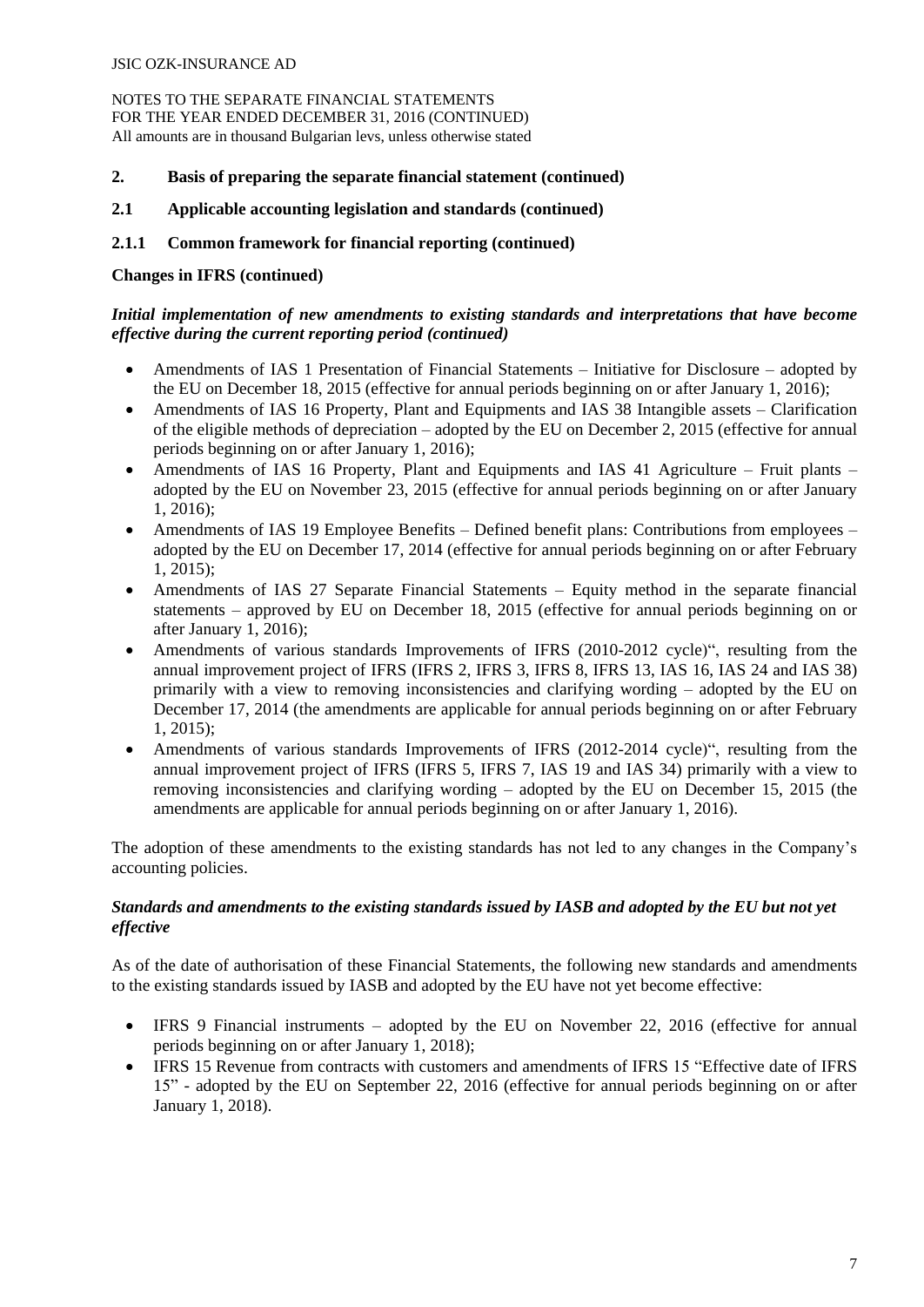## 2. Basis of preparing the separate financial statement (continued)

### 2.1 Applicable accounting legislation and standards (continued)

#### 2.1.1 Common framework for financial reporting (continued)

**Changes in IFRS (continued)**

***Initial implementation of new amendments to existing standards and interpretations that have become effective during the current reporting period (continued)***

- Amendments of IAS 1 Presentation of Financial Statements – Initiative for Disclosure – adopted by the EU on December 18, 2015 (effective for annual periods beginning on or after January 1, 2016);
- Amendments of IAS 16 Property, Plant and Equipments and IAS 38 Intangible assets – Clarification of the eligible methods of depreciation – adopted by the EU on December 2, 2015 (effective for annual periods beginning on or after January 1, 2016);
- Amendments of IAS 16 Property, Plant and Equipments and IAS 41 Agriculture – Fruit plants – adopted by the EU on November 23, 2015 (effective for annual periods beginning on or after January 1, 2016);
- Amendments of IAS 19 Employee Benefits – Defined benefit plans: Contributions from employees – adopted by the EU on December 17, 2014 (effective for annual periods beginning on or after February 1, 2015);
- Amendments of IAS 27 Separate Financial Statements – Equity method in the separate financial statements – approved by EU on December 18, 2015 (effective for annual periods beginning on or after January 1, 2016);
- Amendments of various standards Improvements of IFRS (2010-2012 cycle)", resulting from the annual improvement project of IFRS (IFRS 2, IFRS 3, IFRS 8, IFRS 13, IAS 16, IAS 24 and IAS 38) primarily with a view to removing inconsistencies and clarifying wording – adopted by the EU on December 17, 2014 (the amendments are applicable for annual periods beginning on or after February 1, 2015);
- Amendments of various standards Improvements of IFRS (2012-2014 cycle)", resulting from the annual improvement project of IFRS (IFRS 5, IFRS 7, IAS 19 and IAS 34) primarily with a view to removing inconsistencies and clarifying wording – adopted by the EU on December 15, 2015 (the amendments are applicable for annual periods beginning on or after January 1, 2016).

The adoption of these amendments to the existing standards has not led to any changes in the Company's accounting policies.

***Standards and amendments to the existing standards issued by IASB and adopted by the EU but not yet effective***

As of the date of authorisation of these Financial Statements, the following new standards and amendments to the existing standards issued by IASB and adopted by the EU have not yet become effective:

- IFRS 9 Financial instruments – adopted by the EU on November 22, 2016 (effective for annual periods beginning on or after January 1, 2018);
- IFRS 15 Revenue from contracts with customers and amendments of IFRS 15 "Effective date of IFRS 15" - adopted by the EU on September 22, 2016 (effective for annual periods beginning on or after January 1, 2018).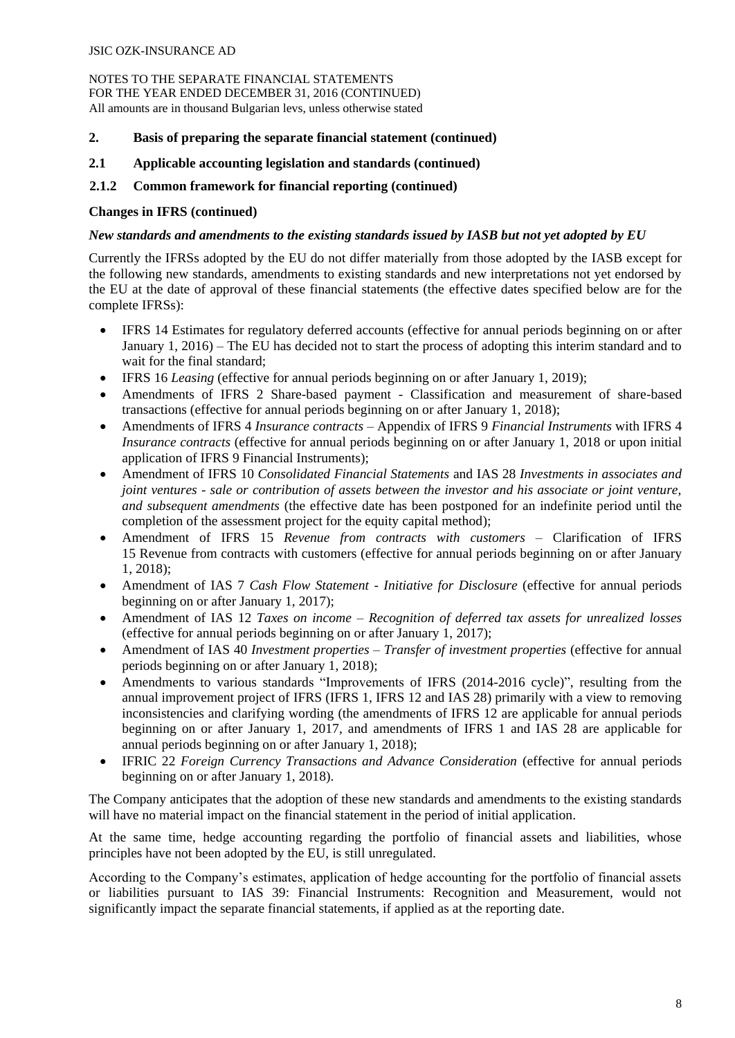## 2. Basis of preparing the separate financial statement (continued)

### 2.1 Applicable accounting legislation and standards (continued)

### 2.1.2 Common framework for financial reporting (continued)

**Changes in IFRS (continued)**

***New standards and amendments to the existing standards issued by IASB but not yet adopted by EU***

Currently the IFRSs adopted by the EU do not differ materially from those adopted by the IASB except for the following new standards, amendments to existing standards and new interpretations not yet endorsed by the EU at the date of approval of these financial statements (the effective dates specified below are for the complete IFRSs):

- IFRS 14 Estimates for regulatory deferred accounts (effective for annual periods beginning on or after January 1, 2016) – The EU has decided not to start the process of adopting this interim standard and to wait for the final standard;
- IFRS 16 *Leasing* (effective for annual periods beginning on or after January 1, 2019);
- Amendments of IFRS 2 Share-based payment - Classification and measurement of share-based transactions (effective for annual periods beginning on or after January 1, 2018);
- Amendments of IFRS 4 *Insurance contracts* – Appendix of IFRS 9 *Financial Instruments* with IFRS 4 *Insurance contracts* (effective for annual periods beginning on or after January 1, 2018 or upon initial application of IFRS 9 Financial Instruments);
- Amendment of IFRS 10 *Consolidated Financial Statements* and IAS 28 *Investments in associates and joint ventures - sale or contribution of assets between the investor and his associate or joint venture, and subsequent amendments* (the effective date has been postponed for an indefinite period until the completion of the assessment project for the equity capital method);
- Amendment of IFRS 15 *Revenue from contracts with customers* – Clarification of IFRS 15 Revenue from contracts with customers (effective for annual periods beginning on or after January 1, 2018);
- Amendment of IAS 7 *Cash Flow Statement - Initiative for Disclosure* (effective for annual periods beginning on or after January 1, 2017);
- Amendment of IAS 12 *Taxes on income – Recognition of deferred tax assets for unrealized losses* (effective for annual periods beginning on or after January 1, 2017);
- Amendment of IAS 40 *Investment properties – Transfer of investment properties* (effective for annual periods beginning on or after January 1, 2018);
- Amendments to various standards "Improvements of IFRS (2014-2016 cycle)", resulting from the annual improvement project of IFRS (IFRS 1, IFRS 12 and IAS 28) primarily with a view to removing inconsistencies and clarifying wording (the amendments of IFRS 12 are applicable for annual periods beginning on or after January 1, 2017, and amendments of IFRS 1 and IAS 28 are applicable for annual periods beginning on or after January 1, 2018);
- IFRIC 22 *Foreign Currency Transactions and Advance Consideration* (effective for annual periods beginning on or after January 1, 2018).

The Company anticipates that the adoption of these new standards and amendments to the existing standards will have no material impact on the financial statement in the period of initial application.

At the same time, hedge accounting regarding the portfolio of financial assets and liabilities, whose principles have not been adopted by the EU, is still unregulated.

According to the Company's estimates, application of hedge accounting for the portfolio of financial assets or liabilities pursuant to IAS 39: Financial Instruments: Recognition and Measurement, would not significantly impact the separate financial statements, if applied as at the reporting date.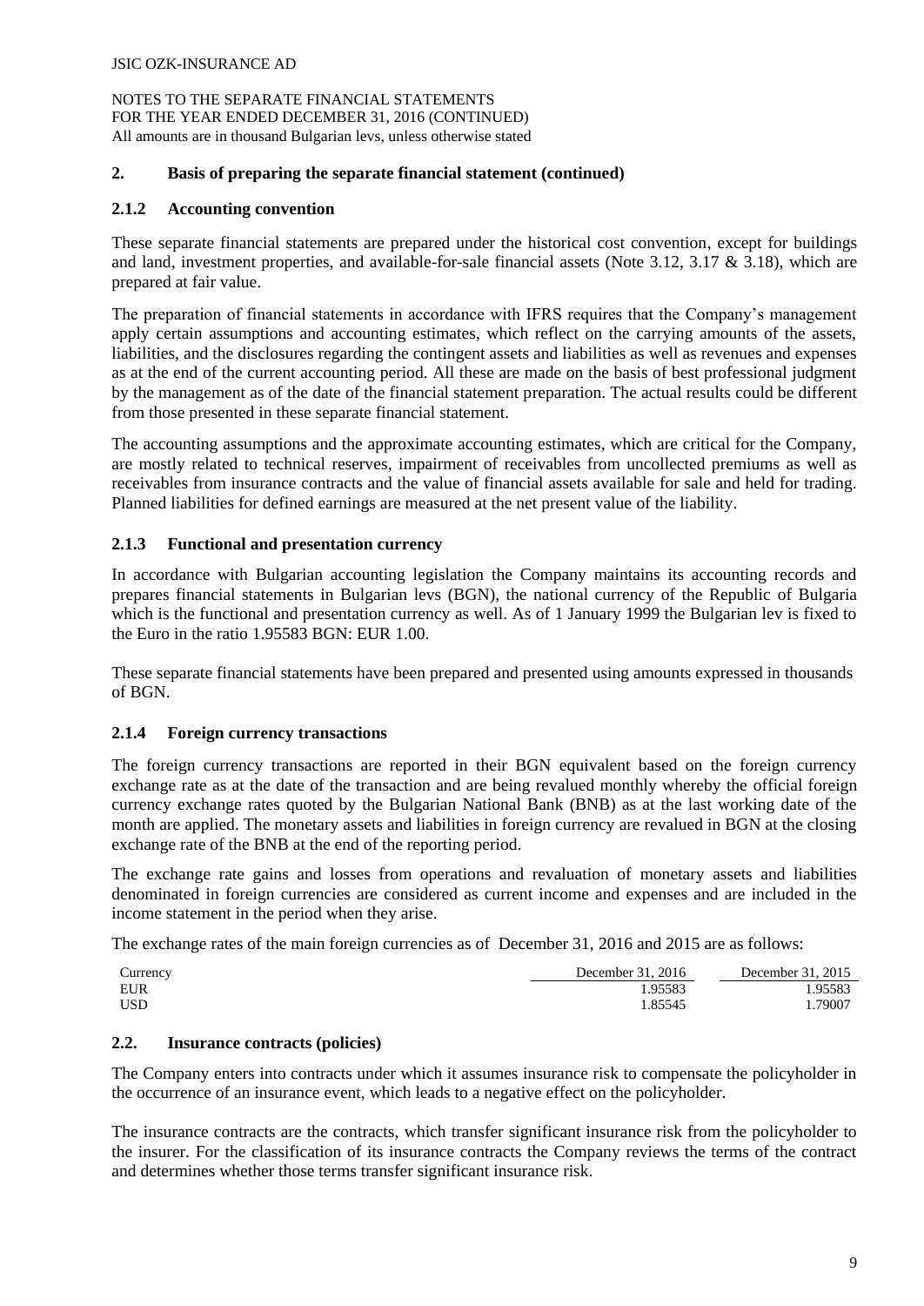## 2. Basis of preparing the separate financial statement (continued)

### 2.1.2 Accounting convention

These separate financial statements are prepared under the historical cost convention, except for buildings and land, investment properties, and available-for-sale financial assets (Note 3.12, 3.17 & 3.18), which are prepared at fair value.

The preparation of financial statements in accordance with IFRS requires that the Company's management apply certain assumptions and accounting estimates, which reflect on the carrying amounts of the assets, liabilities, and the disclosures regarding the contingent assets and liabilities as well as revenues and expenses as at the end of the current accounting period. All these are made on the basis of best professional judgment by the management as of the date of the financial statement preparation. The actual results could be different from those presented in these separate financial statement.

The accounting assumptions and the approximate accounting estimates, which are critical for the Company, are mostly related to technical reserves, impairment of receivables from uncollected premiums as well as receivables from insurance contracts and the value of financial assets available for sale and held for trading. Planned liabilities for defined earnings are measured at the net present value of the liability.

### 2.1.3 Functional and presentation currency

In accordance with Bulgarian accounting legislation the Company maintains its accounting records and prepares financial statements in Bulgarian levs (BGN), the national currency of the Republic of Bulgaria which is the functional and presentation currency as well. As of 1 January 1999 the Bulgarian lev is fixed to the Euro in the ratio 1.95583 BGN: EUR 1.00.

These separate financial statements have been prepared and presented using amounts expressed in thousands of BGN.

### 2.1.4 Foreign currency transactions

The foreign currency transactions are reported in their BGN equivalent based on the foreign currency exchange rate as at the date of the transaction and are being revalued monthly whereby the official foreign currency exchange rates quoted by the Bulgarian National Bank (BNB) as at the last working date of the month are applied. The monetary assets and liabilities in foreign currency are revalued in BGN at the closing exchange rate of the BNB at the end of the reporting period.

The exchange rate gains and losses from operations and revaluation of monetary assets and liabilities denominated in foreign currencies are considered as current income and expenses and are included in the income statement in the period when they arise.

The exchange rates of the main foreign currencies as of December 31, 2016 and 2015 are as follows:

| Currency | December 31, 2016 | December 31, 2015 |
|---|---|---|
| EUR | 1.95583 | 1.95583 |
| USD | 1.85545 | 1.79007 |

## 2.2. Insurance contracts (policies)

The Company enters into contracts under which it assumes insurance risk to compensate the policyholder in the occurrence of an insurance event, which leads to a negative effect on the policyholder.

The insurance contracts are the contracts, which transfer significant insurance risk from the policyholder to the insurer. For the classification of its insurance contracts the Company reviews the terms of the contract and determines whether those terms transfer significant insurance risk.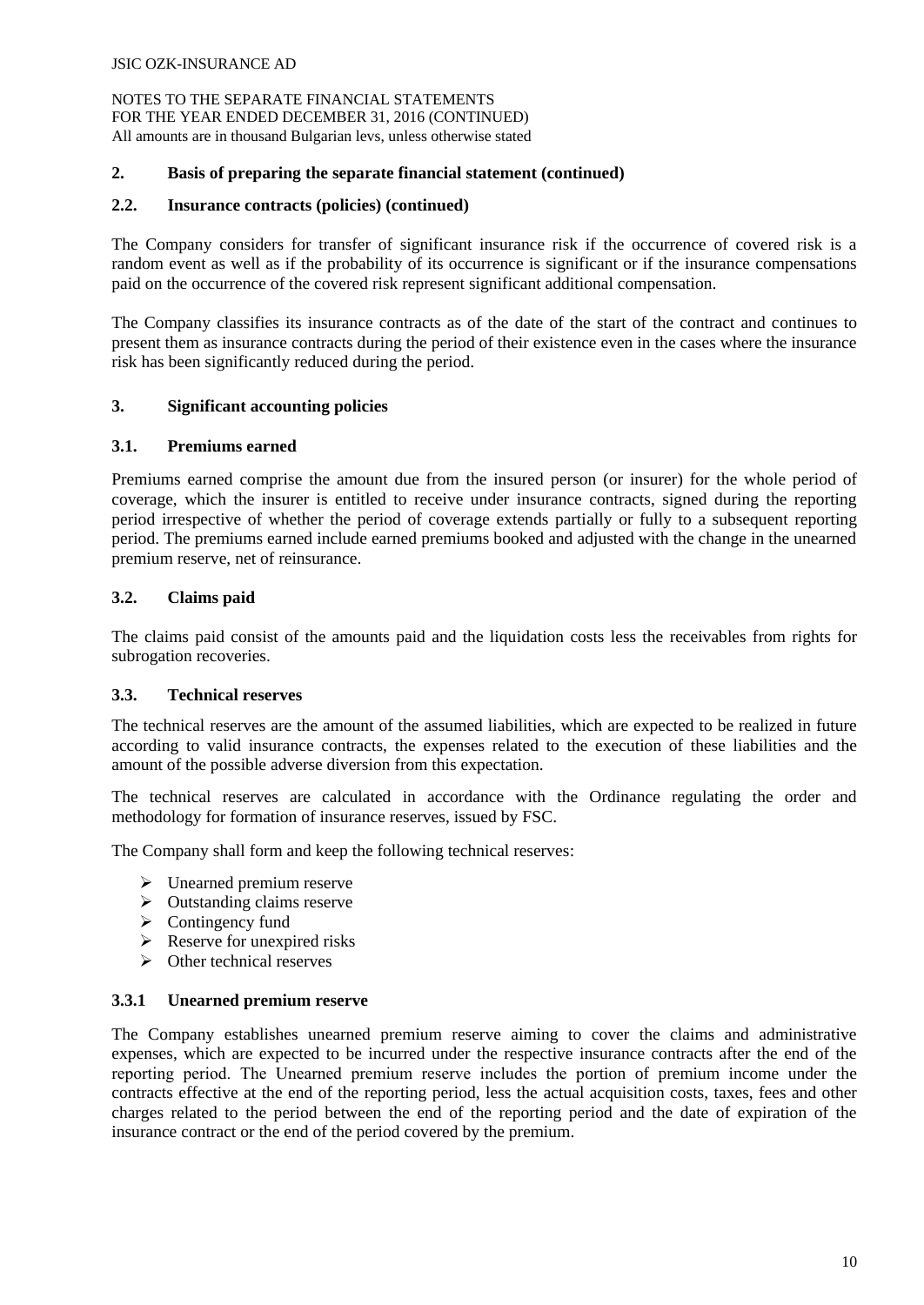## 2. Basis of preparing the separate financial statement (continued)

### 2.2. Insurance contracts (policies) (continued)

The Company considers for transfer of significant insurance risk if the occurrence of covered risk is a random event as well as if the probability of its occurrence is significant or if the insurance compensations paid on the occurrence of the covered risk represent significant additional compensation.

The Company classifies its insurance contracts as of the date of the start of the contract and continues to present them as insurance contracts during the period of their existence even in the cases where the insurance risk has been significantly reduced during the period.

## 3. Significant accounting policies

### 3.1. Premiums earned

Premiums earned comprise the amount due from the insured person (or insurer) for the whole period of coverage, which the insurer is entitled to receive under insurance contracts, signed during the reporting period irrespective of whether the period of coverage extends partially or fully to a subsequent reporting period. The premiums earned include earned premiums booked and adjusted with the change in the unearned premium reserve, net of reinsurance.

### 3.2. Claims paid

The claims paid consist of the amounts paid and the liquidation costs less the receivables from rights for subrogation recoveries.

### 3.3. Technical reserves

The technical reserves are the amount of the assumed liabilities, which are expected to be realized in future according to valid insurance contracts, the expenses related to the execution of these liabilities and the amount of the possible adverse diversion from this expectation.

The technical reserves are calculated in accordance with the Ordinance regulating the order and methodology for formation of insurance reserves, issued by FSC.

The Company shall form and keep the following technical reserves:

- Unearned premium reserve
- Outstanding claims reserve
- Contingency fund
- Reserve for unexpired risks
- Other technical reserves

#### 3.3.1 Unearned premium reserve

The Company establishes unearned premium reserve aiming to cover the claims and administrative expenses, which are expected to be incurred under the respective insurance contracts after the end of the reporting period. The Unearned premium reserve includes the portion of premium income under the contracts effective at the end of the reporting period, less the actual acquisition costs, taxes, fees and other charges related to the period between the end of the reporting period and the date of expiration of the insurance contract or the end of the period covered by the premium.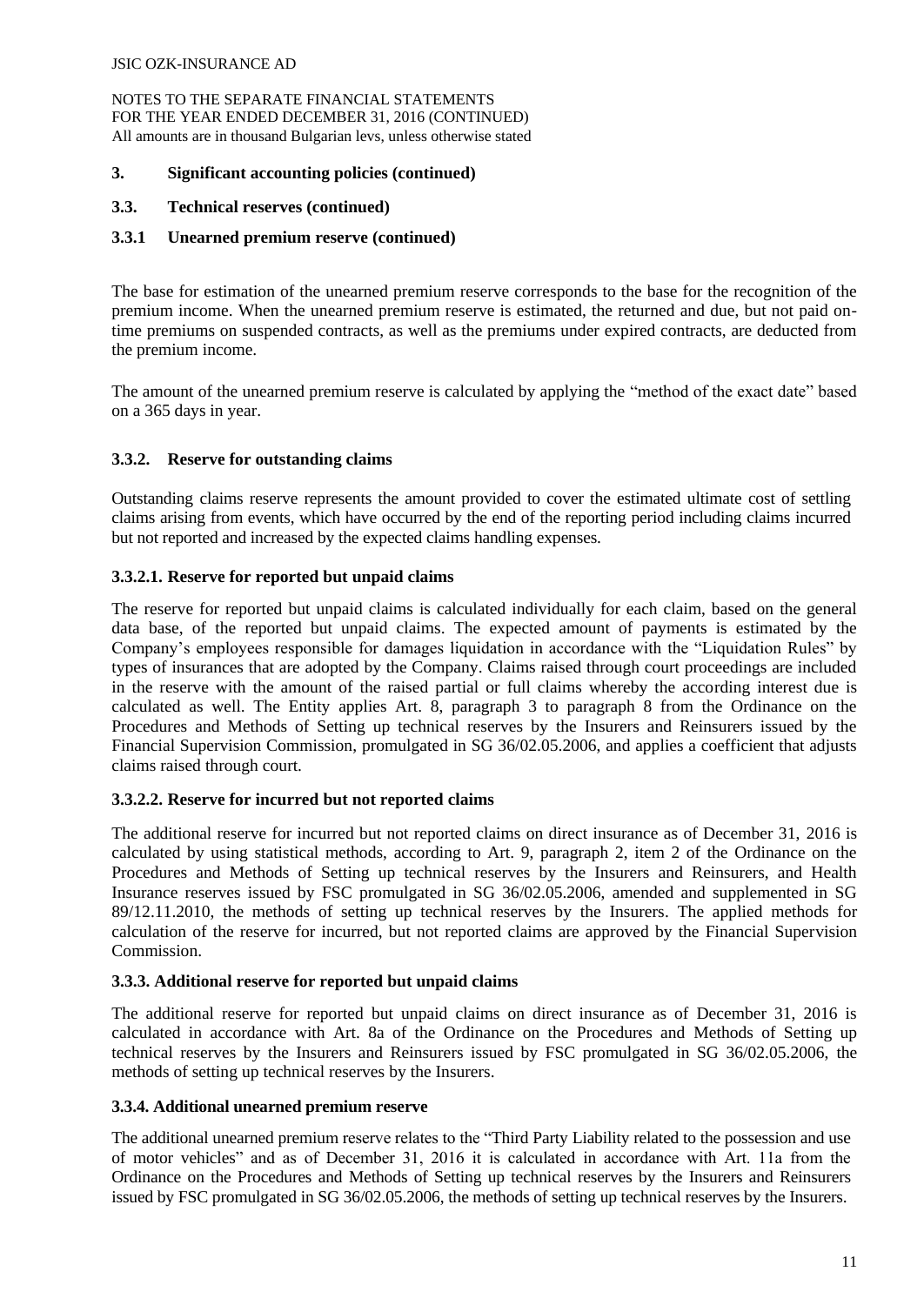## 3. Significant accounting policies (continued)

### 3.3. Technical reserves (continued)

#### 3.3.1 Unearned premium reserve (continued)

The base for estimation of the unearned premium reserve corresponds to the base for the recognition of the premium income. When the unearned premium reserve is estimated, the returned and due, but not paid on-time premiums on suspended contracts, as well as the premiums under expired contracts, are deducted from the premium income.

The amount of the unearned premium reserve is calculated by applying the "method of the exact date" based on a 365 days in year.

#### 3.3.2. Reserve for outstanding claims

Outstanding claims reserve represents the amount provided to cover the estimated ultimate cost of settling claims arising from events, which have occurred by the end of the reporting period including claims incurred but not reported and increased by the expected claims handling expenses.

#### 3.3.2.1. Reserve for reported but unpaid claims

The reserve for reported but unpaid claims is calculated individually for each claim, based on the general data base, of the reported but unpaid claims. The expected amount of payments is estimated by the Company's employees responsible for damages liquidation in accordance with the "Liquidation Rules" by types of insurances that are adopted by the Company. Claims raised through court proceedings are included in the reserve with the amount of the raised partial or full claims whereby the according interest due is calculated as well. The Entity applies Art. 8, paragraph 3 to paragraph 8 from the Ordinance on the Procedures and Methods of Setting up technical reserves by the Insurers and Reinsurers issued by the Financial Supervision Commission, promulgated in SG 36/02.05.2006, and applies a coefficient that adjusts claims raised through court.

#### 3.3.2.2. Reserve for incurred but not reported claims

The additional reserve for incurred but not reported claims on direct insurance as of December 31, 2016 is calculated by using statistical methods, according to Art. 9, paragraph 2, item 2 of the Ordinance on the Procedures and Methods of Setting up technical reserves by the Insurers and Reinsurers, and Health Insurance reserves issued by FSC promulgated in SG 36/02.05.2006, amended and supplemented in SG 89/12.11.2010, the methods of setting up technical reserves by the Insurers. The applied methods for calculation of the reserve for incurred, but not reported claims are approved by the Financial Supervision Commission.

#### 3.3.3. Additional reserve for reported but unpaid claims

The additional reserve for reported but unpaid claims on direct insurance as of December 31, 2016 is calculated in accordance with Art. 8a of the Ordinance on the Procedures and Methods of Setting up technical reserves by the Insurers and Reinsurers issued by FSC promulgated in SG 36/02.05.2006, the methods of setting up technical reserves by the Insurers.

#### 3.3.4. Additional unearned premium reserve

The additional unearned premium reserve relates to the "Third Party Liability related to the possession and use of motor vehicles" and as of December 31, 2016 it is calculated in accordance with Art. 11a from the Ordinance on the Procedures and Methods of Setting up technical reserves by the Insurers and Reinsurers issued by FSC promulgated in SG 36/02.05.2006, the methods of setting up technical reserves by the Insurers.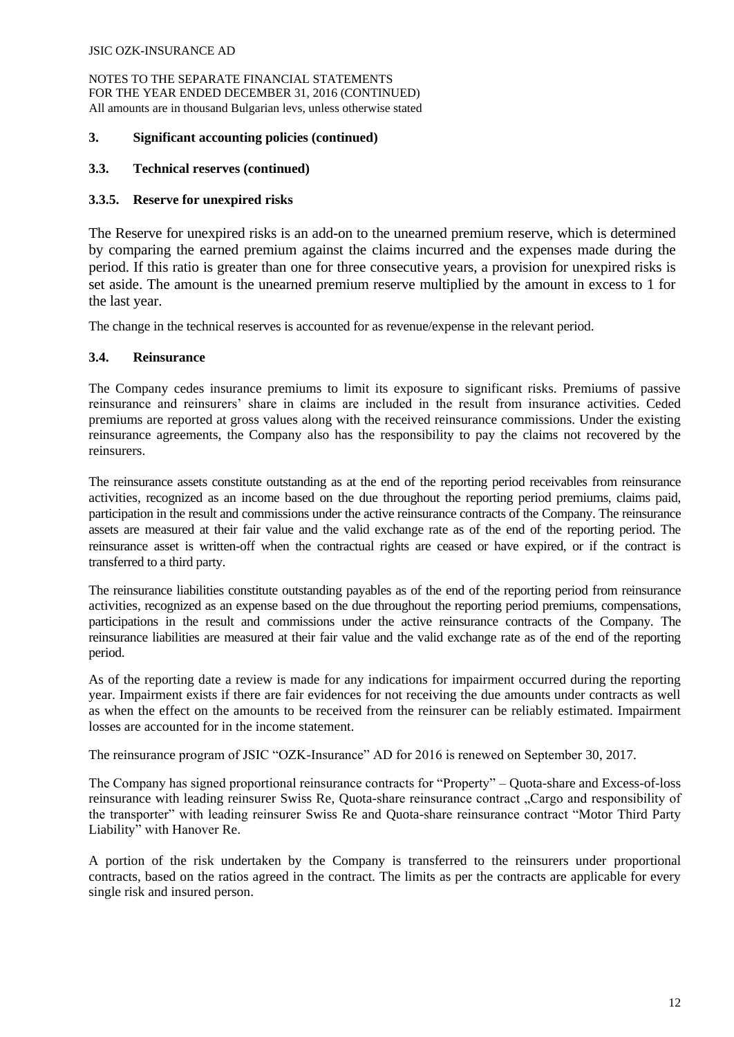### 3. Significant accounting policies (continued)

### 3.3. Technical reserves (continued)

#### 3.3.5. Reserve for unexpired risks

The Reserve for unexpired risks is an add-on to the unearned premium reserve, which is determined by comparing the earned premium against the claims incurred and the expenses made during the period. If this ratio is greater than one for three consecutive years, a provision for unexpired risks is set aside. The amount is the unearned premium reserve multiplied by the amount in excess to 1 for the last year.

The change in the technical reserves is accounted for as revenue/expense in the relevant period.

### 3.4. Reinsurance

The Company cedes insurance premiums to limit its exposure to significant risks. Premiums of passive reinsurance and reinsurers' share in claims are included in the result from insurance activities. Ceded premiums are reported at gross values along with the received reinsurance commissions. Under the existing reinsurance agreements, the Company also has the responsibility to pay the claims not recovered by the reinsurers.

The reinsurance assets constitute outstanding as at the end of the reporting period receivables from reinsurance activities, recognized as an income based on the due throughout the reporting period premiums, claims paid, participation in the result and commissions under the active reinsurance contracts of the Company. The reinsurance assets are measured at their fair value and the valid exchange rate as of the end of the reporting period. The reinsurance asset is written-off when the contractual rights are ceased or have expired, or if the contract is transferred to a third party.

The reinsurance liabilities constitute outstanding payables as of the end of the reporting period from reinsurance activities, recognized as an expense based on the due throughout the reporting period premiums, compensations, participations in the result and commissions under the active reinsurance contracts of the Company. The reinsurance liabilities are measured at their fair value and the valid exchange rate as of the end of the reporting period.

As of the reporting date a review is made for any indications for impairment occurred during the reporting year. Impairment exists if there are fair evidences for not receiving the due amounts under contracts as well as when the effect on the amounts to be received from the reinsurer can be reliably estimated. Impairment losses are accounted for in the income statement.

The reinsurance program of JSIC "OZK-Insurance" AD for 2016 is renewed on September 30, 2017.

The Company has signed proportional reinsurance contracts for "Property" – Quota-share and Excess-of-loss reinsurance with leading reinsurer Swiss Re, Quota-share reinsurance contract „Cargo and responsibility of the transporter" with leading reinsurer Swiss Re and Quota-share reinsurance contract "Motor Third Party Liability" with Hanover Re.

A portion of the risk undertaken by the Company is transferred to the reinsurers under proportional contracts, based on the ratios agreed in the contract. The limits as per the contracts are applicable for every single risk and insured person.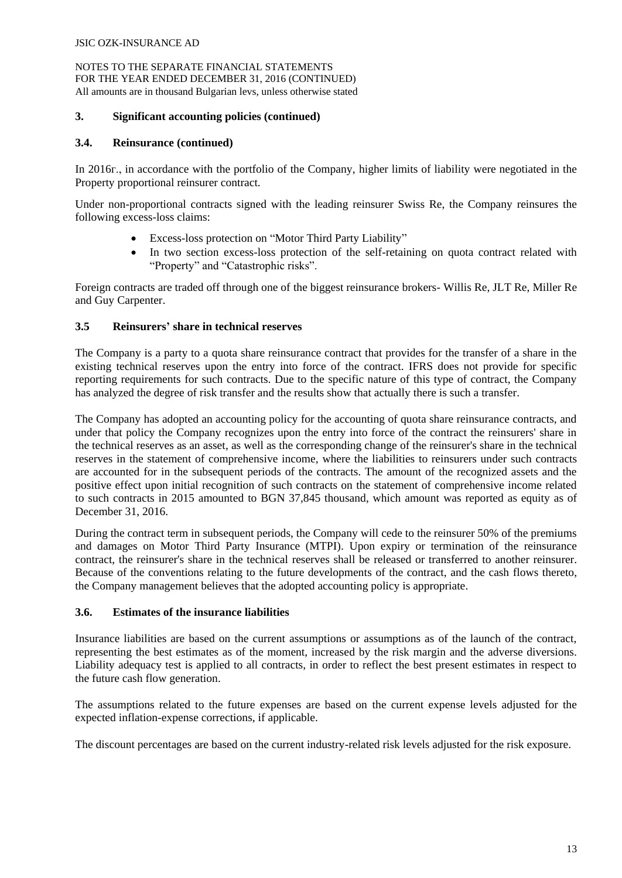### 3. Significant accounting policies (continued)

### 3.4. Reinsurance (continued)

In 2016г., in accordance with the portfolio of the Company, higher limits of liability were negotiated in the Property proportional reinsurer contract.

Under non-proportional contracts signed with the leading reinsurer Swiss Re, the Company reinsures the following excess-loss claims:

- Excess-loss protection on "Motor Third Party Liability"
- In two section excess-loss protection of the self-retaining on quota contract related with "Property" and "Catastrophic risks".

Foreign contracts are traded off through one of the biggest reinsurance brokers- Willis Re, JLT Re, Miller Re and Guy Carpenter.

### 3.5 Reinsurers' share in technical reserves

The Company is a party to a quota share reinsurance contract that provides for the transfer of a share in the existing technical reserves upon the entry into force of the contract. IFRS does not provide for specific reporting requirements for such contracts. Due to the specific nature of this type of contract, the Company has analyzed the degree of risk transfer and the results show that actually there is such a transfer.

The Company has adopted an accounting policy for the accounting of quota share reinsurance contracts, and under that policy the Company recognizes upon the entry into force of the contract the reinsurers' share in the technical reserves as an asset, as well as the corresponding change of the reinsurer's share in the technical reserves in the statement of comprehensive income, where the liabilities to reinsurers under such contracts are accounted for in the subsequent periods of the contracts. The amount of the recognized assets and the positive effect upon initial recognition of such contracts on the statement of comprehensive income related to such contracts in 2015 amounted to BGN 37,845 thousand, which amount was reported as equity as of December 31, 2016.

During the contract term in subsequent periods, the Company will cede to the reinsurer 50% of the premiums and damages on Motor Third Party Insurance (MTPI). Upon expiry or termination of the reinsurance contract, the reinsurer's share in the technical reserves shall be released or transferred to another reinsurer. Because of the conventions relating to the future developments of the contract, and the cash flows thereto, the Company management believes that the adopted accounting policy is appropriate.

### 3.6. Estimates of the insurance liabilities

Insurance liabilities are based on the current assumptions or assumptions as of the launch of the contract, representing the best estimates as of the moment, increased by the risk margin and the adverse diversions. Liability adequacy test is applied to all contracts, in order to reflect the best present estimates in respect to the future cash flow generation.

The assumptions related to the future expenses are based on the current expense levels adjusted for the expected inflation-expense corrections, if applicable.

The discount percentages are based on the current industry-related risk levels adjusted for the risk exposure.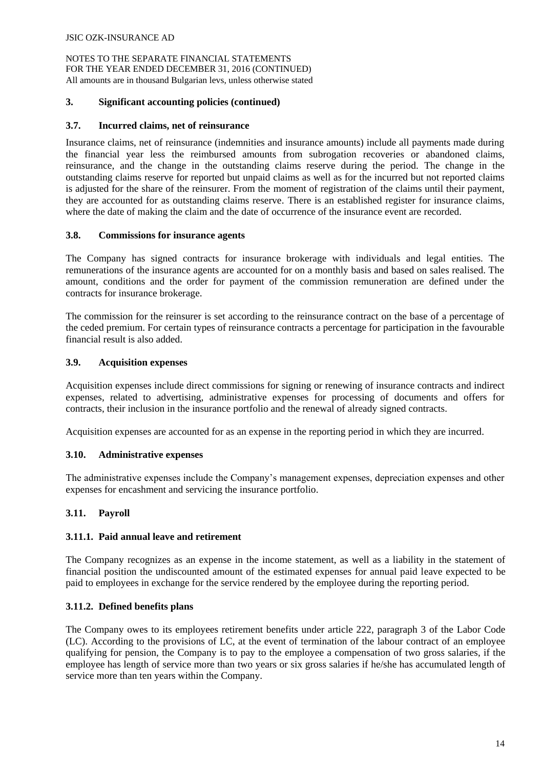### 3. Significant accounting policies (continued)

### 3.7. Incurred claims, net of reinsurance

Insurance claims, net of reinsurance (indemnities and insurance amounts) include all payments made during the financial year less the reimbursed amounts from subrogation recoveries or abandoned claims, reinsurance, and the change in the outstanding claims reserve during the period. The change in the outstanding claims reserve for reported but unpaid claims as well as for the incurred but not reported claims is adjusted for the share of the reinsurer. From the moment of registration of the claims until their payment, they are accounted for as outstanding claims reserve. There is an established register for insurance claims, where the date of making the claim and the date of occurrence of the insurance event are recorded.

### 3.8. Commissions for insurance agents

The Company has signed contracts for insurance brokerage with individuals and legal entities. The remunerations of the insurance agents are accounted for on a monthly basis and based on sales realised. The amount, conditions and the order for payment of the commission remuneration are defined under the contracts for insurance brokerage.

The commission for the reinsurer is set according to the reinsurance contract on the base of a percentage of the ceded premium. For certain types of reinsurance contracts a percentage for participation in the favourable financial result is also added.

### 3.9. Acquisition expenses

Acquisition expenses include direct commissions for signing or renewing of insurance contracts and indirect expenses, related to advertising, administrative expenses for processing of documents and offers for contracts, their inclusion in the insurance portfolio and the renewal of already signed contracts.

Acquisition expenses are accounted for as an expense in the reporting period in which they are incurred.

### 3.10. Administrative expenses

The administrative expenses include the Company's management expenses, depreciation expenses and other expenses for encashment and servicing the insurance portfolio.

### 3.11. Payroll

#### 3.11.1. Paid annual leave and retirement

The Company recognizes as an expense in the income statement, as well as a liability in the statement of financial position the undiscounted amount of the estimated expenses for annual paid leave expected to be paid to employees in exchange for the service rendered by the employee during the reporting period.

#### 3.11.2. Defined benefits plans

The Company owes to its employees retirement benefits under article 222, paragraph 3 of the Labor Code (LC). According to the provisions of LC, at the event of termination of the labour contract of an employee qualifying for pension, the Company is to pay to the employee a compensation of two gross salaries, if the employee has length of service more than two years or six gross salaries if he/she has accumulated length of service more than ten years within the Company.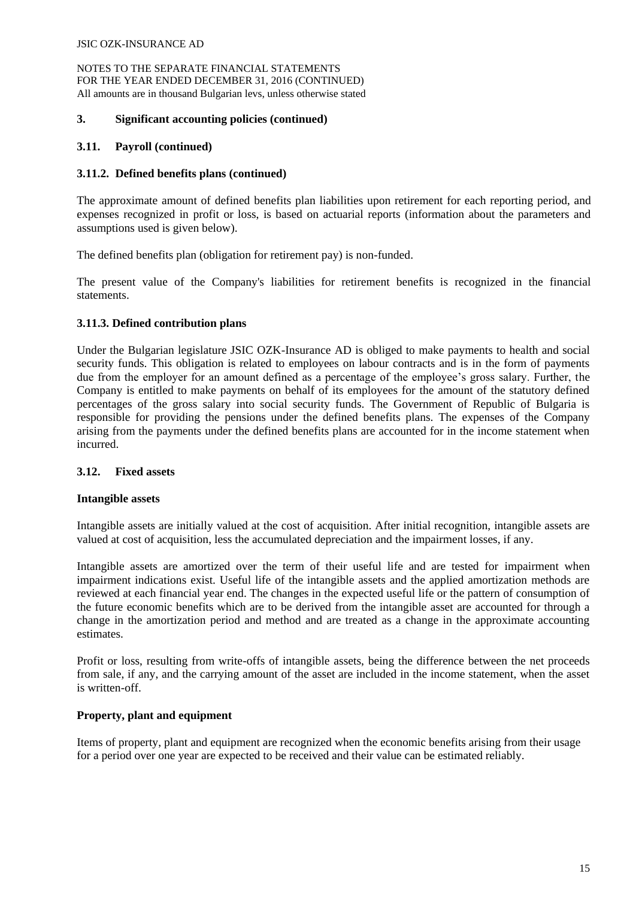## 3. Significant accounting policies (continued)

### 3.11. Payroll (continued)

#### 3.11.2. Defined benefits plans (continued)

The approximate amount of defined benefits plan liabilities upon retirement for each reporting period, and expenses recognized in profit or loss, is based on actuarial reports (information about the parameters and assumptions used is given below).

The defined benefits plan (obligation for retirement pay) is non-funded.

The present value of the Company's liabilities for retirement benefits is recognized in the financial statements.

#### 3.11.3. Defined contribution plans

Under the Bulgarian legislature JSIC OZK-Insurance AD is obliged to make payments to health and social security funds. This obligation is related to employees on labour contracts and is in the form of payments due from the employer for an amount defined as a percentage of the employee's gross salary. Further, the Company is entitled to make payments on behalf of its employees for the amount of the statutory defined percentages of the gross salary into social security funds. The Government of Republic of Bulgaria is responsible for providing the pensions under the defined benefits plans. The expenses of the Company arising from the payments under the defined benefits plans are accounted for in the income statement when incurred.

### 3.12. Fixed assets

**Intangible assets**

Intangible assets are initially valued at the cost of acquisition. After initial recognition, intangible assets are valued at cost of acquisition, less the accumulated depreciation and the impairment losses, if any.

Intangible assets are amortized over the term of their useful life and are tested for impairment when impairment indications exist. Useful life of the intangible assets and the applied amortization methods are reviewed at each financial year end. The changes in the expected useful life or the pattern of consumption of the future economic benefits which are to be derived from the intangible asset are accounted for through a change in the amortization period and method and are treated as a change in the approximate accounting estimates.

Profit or loss, resulting from write-offs of intangible assets, being the difference between the net proceeds from sale, if any, and the carrying amount of the asset are included in the income statement, when the asset is written-off.

**Property, plant and equipment**

Items of property, plant and equipment are recognized when the economic benefits arising from their usage for a period over one year are expected to be received and their value can be estimated reliably.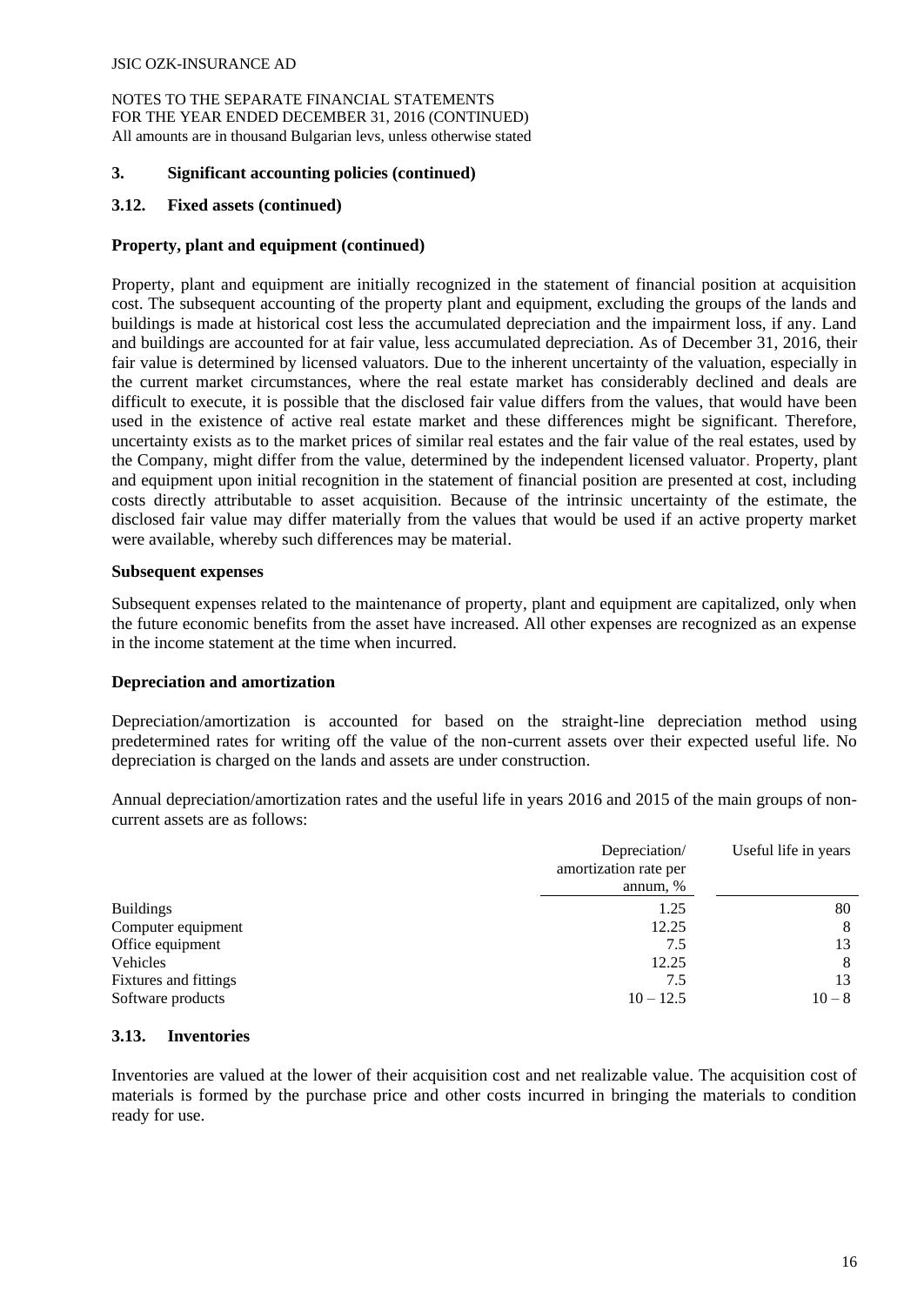## 3. Significant accounting policies (continued)

### 3.12. Fixed assets (continued)

**Property, plant and equipment (continued)**

Property, plant and equipment are initially recognized in the statement of financial position at acquisition cost. The subsequent accounting of the property plant and equipment, excluding the groups of the lands and buildings is made at historical cost less the accumulated depreciation and the impairment loss, if any. Land and buildings are accounted for at fair value, less accumulated depreciation. As of December 31, 2016, their fair value is determined by licensed valuators. Due to the inherent uncertainty of the valuation, especially in the current market circumstances, where the real estate market has considerably declined and deals are difficult to execute, it is possible that the disclosed fair value differs from the values, that would have been used in the existence of active real estate market and these differences might be significant. Therefore, uncertainty exists as to the market prices of similar real estates and the fair value of the real estates, used by the Company, might differ from the value, determined by the independent licensed valuator. Property, plant and equipment upon initial recognition in the statement of financial position are presented at cost, including costs directly attributable to asset acquisition. Because of the intrinsic uncertainty of the estimate, the disclosed fair value may differ materially from the values that would be used if an active property market were available, whereby such differences may be material.

**Subsequent expenses**

Subsequent expenses related to the maintenance of property, plant and equipment are capitalized, only when the future economic benefits from the asset have increased. All other expenses are recognized as an expense in the income statement at the time when incurred.

**Depreciation and amortization**

Depreciation/amortization is accounted for based on the straight-line depreciation method using predetermined rates for writing off the value of the non-current assets over their expected useful life. No depreciation is charged on the lands and assets are under construction.

Annual depreciation/amortization rates and the useful life in years 2016 and 2015 of the main groups of non-current assets are as follows:

| | Depreciation/ amortization rate per annum, % | Useful life in years |
|---|---|---|
| Buildings | 1.25 | 80 |
| Computer equipment | 12.25 | 8 |
| Office equipment | 7.5 | 13 |
| Vehicles | 12.25 | 8 |
| Fixtures and fittings | 7.5 | 13 |
| Software products | 10 – 12.5 | 10 – 8 |

### 3.13. Inventories

Inventories are valued at the lower of their acquisition cost and net realizable value. The acquisition cost of materials is formed by the purchase price and other costs incurred in bringing the materials to condition ready for use.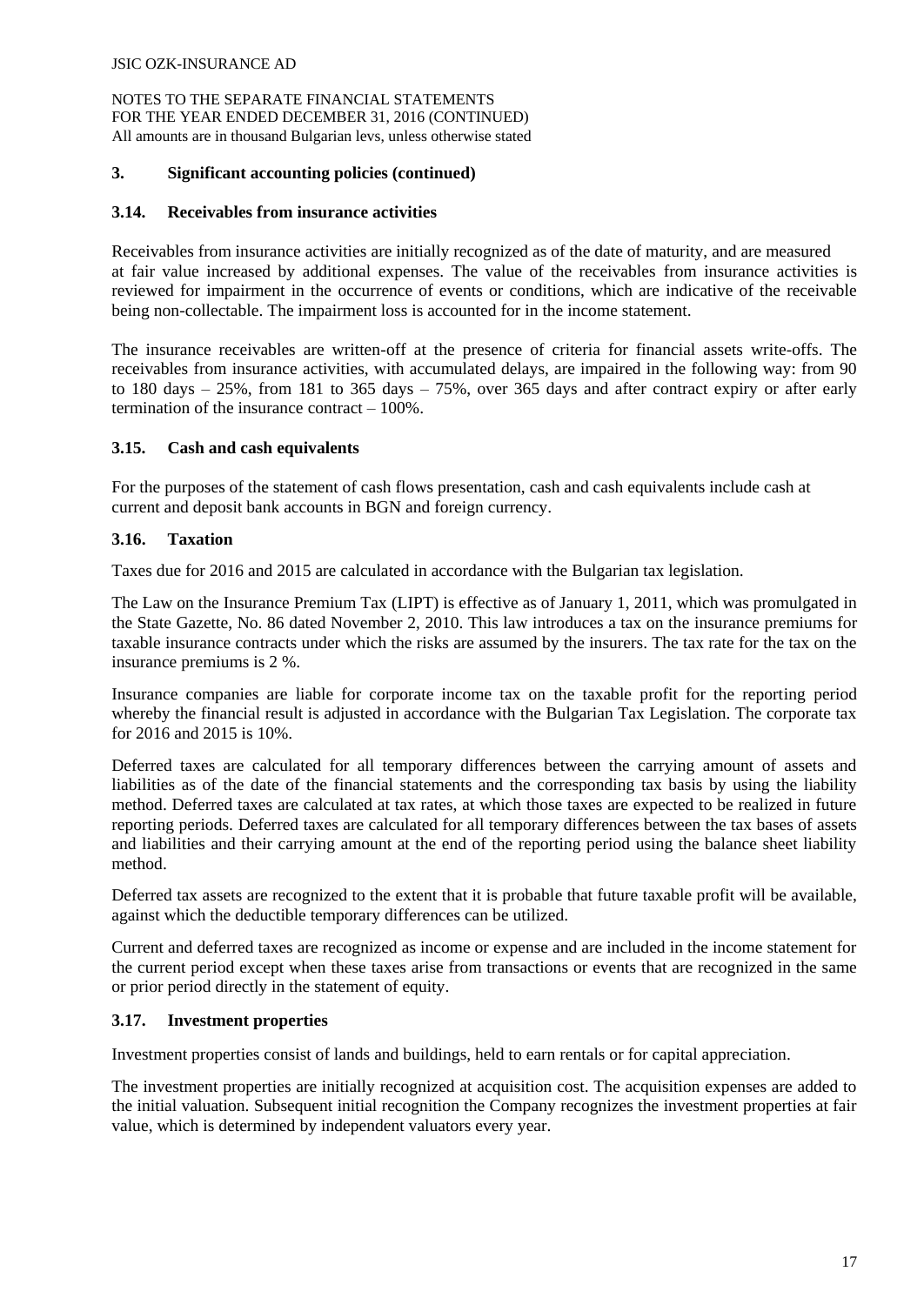## 3. Significant accounting policies (continued)

### 3.14. Receivables from insurance activities

Receivables from insurance activities are initially recognized as of the date of maturity, and are measured at fair value increased by additional expenses. The value of the receivables from insurance activities is reviewed for impairment in the occurrence of events or conditions, which are indicative of the receivable being non-collectable. The impairment loss is accounted for in the income statement.

The insurance receivables are written-off at the presence of criteria for financial assets write-offs. The receivables from insurance activities, with accumulated delays, are impaired in the following way: from 90 to 180 days – 25%, from 181 to 365 days – 75%, over 365 days and after contract expiry or after early termination of the insurance contract – 100%.

### 3.15. Cash and cash equivalents

For the purposes of the statement of cash flows presentation, cash and cash equivalents include cash at current and deposit bank accounts in BGN and foreign currency.

### 3.16. Taxation

Taxes due for 2016 and 2015 are calculated in accordance with the Bulgarian tax legislation.

The Law on the Insurance Premium Tax (LIPT) is effective as of January 1, 2011, which was promulgated in the State Gazette, No. 86 dated November 2, 2010. This law introduces a tax on the insurance premiums for taxable insurance contracts under which the risks are assumed by the insurers. The tax rate for the tax on the insurance premiums is 2 %.

Insurance companies are liable for corporate income tax on the taxable profit for the reporting period whereby the financial result is adjusted in accordance with the Bulgarian Tax Legislation. The corporate tax for 2016 and 2015 is 10%.

Deferred taxes are calculated for all temporary differences between the carrying amount of assets and liabilities as of the date of the financial statements and the corresponding tax basis by using the liability method. Deferred taxes are calculated at tax rates, at which those taxes are expected to be realized in future reporting periods. Deferred taxes are calculated for all temporary differences between the tax bases of assets and liabilities and their carrying amount at the end of the reporting period using the balance sheet liability method.

Deferred tax assets are recognized to the extent that it is probable that future taxable profit will be available, against which the deductible temporary differences can be utilized.

Current and deferred taxes are recognized as income or expense and are included in the income statement for the current period except when these taxes arise from transactions or events that are recognized in the same or prior period directly in the statement of equity.

### 3.17. Investment properties

Investment properties consist of lands and buildings, held to earn rentals or for capital appreciation.

The investment properties are initially recognized at acquisition cost. The acquisition expenses are added to the initial valuation. Subsequent initial recognition the Company recognizes the investment properties at fair value, which is determined by independent valuators every year.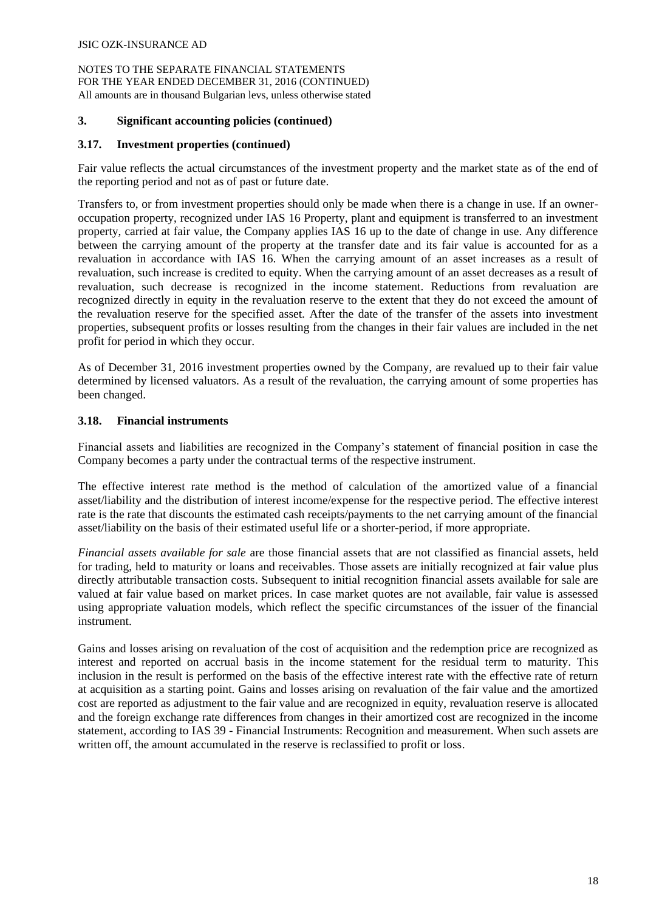## 3. Significant accounting policies (continued)

### 3.17. Investment properties (continued)

Fair value reflects the actual circumstances of the investment property and the market state as of the end of the reporting period and not as of past or future date.

Transfers to, or from investment properties should only be made when there is a change in use. If an owner-occupation property, recognized under IAS 16 Property, plant and equipment is transferred to an investment property, carried at fair value, the Company applies IAS 16 up to the date of change in use. Any difference between the carrying amount of the property at the transfer date and its fair value is accounted for as a revaluation in accordance with IAS 16. When the carrying amount of an asset increases as a result of revaluation, such increase is credited to equity. When the carrying amount of an asset decreases as a result of revaluation, such decrease is recognized in the income statement. Reductions from revaluation are recognized directly in equity in the revaluation reserve to the extent that they do not exceed the amount of the revaluation reserve for the specified asset. After the date of the transfer of the assets into investment properties, subsequent profits or losses resulting from the changes in their fair values are included in the net profit for period in which they occur.

As of December 31, 2016 investment properties owned by the Company, are revalued up to their fair value determined by licensed valuators. As a result of the revaluation, the carrying amount of some properties has been changed.

### 3.18. Financial instruments

Financial assets and liabilities are recognized in the Company's statement of financial position in case the Company becomes a party under the contractual terms of the respective instrument.

The effective interest rate method is the method of calculation of the amortized value of a financial asset/liability and the distribution of interest income/expense for the respective period. The effective interest rate is the rate that discounts the estimated cash receipts/payments to the net carrying amount of the financial asset/liability on the basis of their estimated useful life or a shorter-period, if more appropriate.

*Financial assets available for sale* are those financial assets that are not classified as financial assets, held for trading, held to maturity or loans and receivables. Those assets are initially recognized at fair value plus directly attributable transaction costs. Subsequent to initial recognition financial assets available for sale are valued at fair value based on market prices. In case market quotes are not available, fair value is assessed using appropriate valuation models, which reflect the specific circumstances of the issuer of the financial instrument.

Gains and losses arising on revaluation of the cost of acquisition and the redemption price are recognized as interest and reported on accrual basis in the income statement for the residual term to maturity. This inclusion in the result is performed on the basis of the effective interest rate with the effective rate of return at acquisition as a starting point. Gains and losses arising on revaluation of the fair value and the amortized cost are reported as adjustment to the fair value and are recognized in equity, revaluation reserve is allocated and the foreign exchange rate differences from changes in their amortized cost are recognized in the income statement, according to IAS 39 - Financial Instruments: Recognition and measurement. When such assets are written off, the amount accumulated in the reserve is reclassified to profit or loss.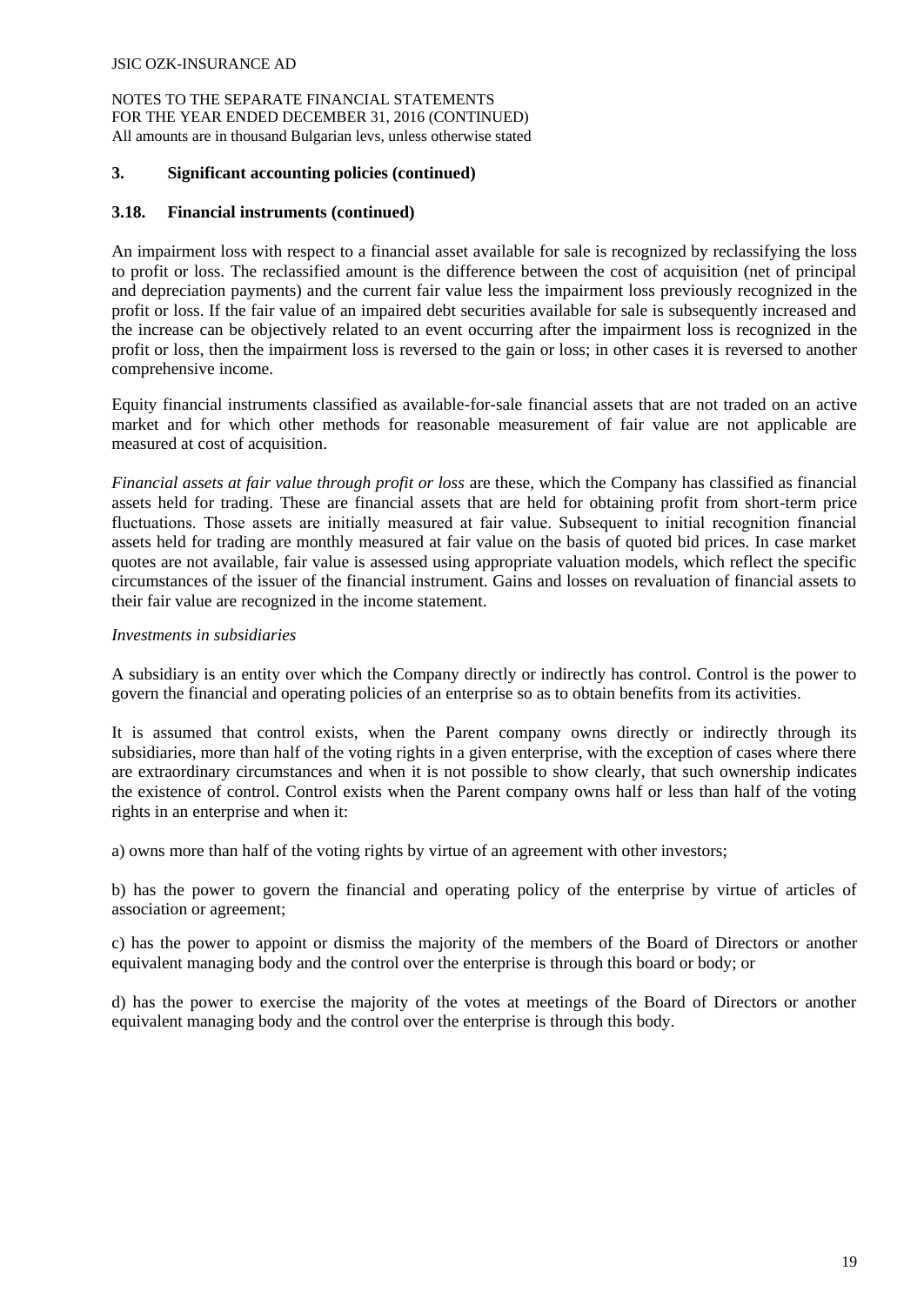## 3. Significant accounting policies (continued)

### 3.18. Financial instruments (continued)

An impairment loss with respect to a financial asset available for sale is recognized by reclassifying the loss to profit or loss. The reclassified amount is the difference between the cost of acquisition (net of principal and depreciation payments) and the current fair value less the impairment loss previously recognized in the profit or loss. If the fair value of an impaired debt securities available for sale is subsequently increased and the increase can be objectively related to an event occurring after the impairment loss is recognized in the profit or loss, then the impairment loss is reversed to the gain or loss; in other cases it is reversed to another comprehensive income.

Equity financial instruments classified as available-for-sale financial assets that are not traded on an active market and for which other methods for reasonable measurement of fair value are not applicable are measured at cost of acquisition.

*Financial assets at fair value through profit or loss* are these, which the Company has classified as financial assets held for trading. These are financial assets that are held for obtaining profit from short-term price fluctuations. Those assets are initially measured at fair value. Subsequent to initial recognition financial assets held for trading are monthly measured at fair value on the basis of quoted bid prices. In case market quotes are not available, fair value is assessed using appropriate valuation models, which reflect the specific circumstances of the issuer of the financial instrument. Gains and losses on revaluation of financial assets to their fair value are recognized in the income statement.

*Investments in subsidiaries*

A subsidiary is an entity over which the Company directly or indirectly has control. Control is the power to govern the financial and operating policies of an enterprise so as to obtain benefits from its activities.

It is assumed that control exists, when the Parent company owns directly or indirectly through its subsidiaries, more than half of the voting rights in a given enterprise, with the exception of cases where there are extraordinary circumstances and when it is not possible to show clearly, that such ownership indicates the existence of control. Control exists when the Parent company owns half or less than half of the voting rights in an enterprise and when it:

a) owns more than half of the voting rights by virtue of an agreement with other investors;

b) has the power to govern the financial and operating policy of the enterprise by virtue of articles of association or agreement;

c) has the power to appoint or dismiss the majority of the members of the Board of Directors or another equivalent managing body and the control over the enterprise is through this board or body; or

d) has the power to exercise the majority of the votes at meetings of the Board of Directors or another equivalent managing body and the control over the enterprise is through this body.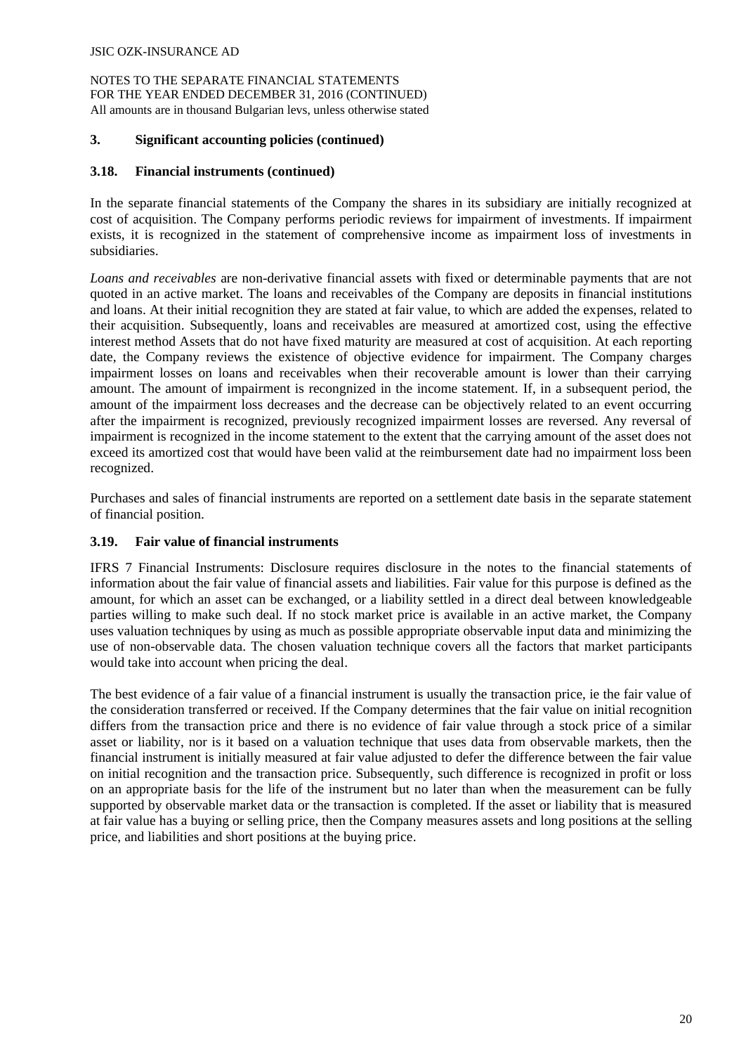## 3. Significant accounting policies (continued)

### 3.18. Financial instruments (continued)

In the separate financial statements of the Company the shares in its subsidiary are initially recognized at cost of acquisition. The Company performs periodic reviews for impairment of investments. If impairment exists, it is recognized in the statement of comprehensive income as impairment loss of investments in subsidiaries.

*Loans and receivables* are non-derivative financial assets with fixed or determinable payments that are not quoted in an active market. The loans and receivables of the Company are deposits in financial institutions and loans. At their initial recognition they are stated at fair value, to which are added the expenses, related to their acquisition. Subsequently, loans and receivables are measured at amortized cost, using the effective interest method Assets that do not have fixed maturity are measured at cost of acquisition. At each reporting date, the Company reviews the existence of objective evidence for impairment. The Company charges impairment losses on loans and receivables when their recoverable amount is lower than their carrying amount. The amount of impairment is recongnized in the income statement. If, in a subsequent period, the amount of the impairment loss decreases and the decrease can be objectively related to an event occurring after the impairment is recognized, previously recognized impairment losses are reversed. Any reversal of impairment is recognized in the income statement to the extent that the carrying amount of the asset does not exceed its amortized cost that would have been valid at the reimbursement date had no impairment loss been recognized.

Purchases and sales of financial instruments are reported on a settlement date basis in the separate statement of financial position.

### 3.19. Fair value of financial instruments

IFRS 7 Financial Instruments: Disclosure requires disclosure in the notes to the financial statements of information about the fair value of financial assets and liabilities. Fair value for this purpose is defined as the amount, for which an asset can be exchanged, or a liability settled in a direct deal between knowledgeable parties willing to make such deal. If no stock market price is available in an active market, the Company uses valuation techniques by using as much as possible appropriate observable input data and minimizing the use of non-observable data. The chosen valuation technique covers all the factors that market participants would take into account when pricing the deal.

The best evidence of a fair value of a financial instrument is usually the transaction price, ie the fair value of the consideration transferred or received. If the Company determines that the fair value on initial recognition differs from the transaction price and there is no evidence of fair value through a stock price of a similar asset or liability, nor is it based on a valuation technique that uses data from observable markets, then the financial instrument is initially measured at fair value adjusted to defer the difference between the fair value on initial recognition and the transaction price. Subsequently, such difference is recognized in profit or loss on an appropriate basis for the life of the instrument but no later than when the measurement can be fully supported by observable market data or the transaction is completed. If the asset or liability that is measured at fair value has a buying or selling price, then the Company measures assets and long positions at the selling price, and liabilities and short positions at the buying price.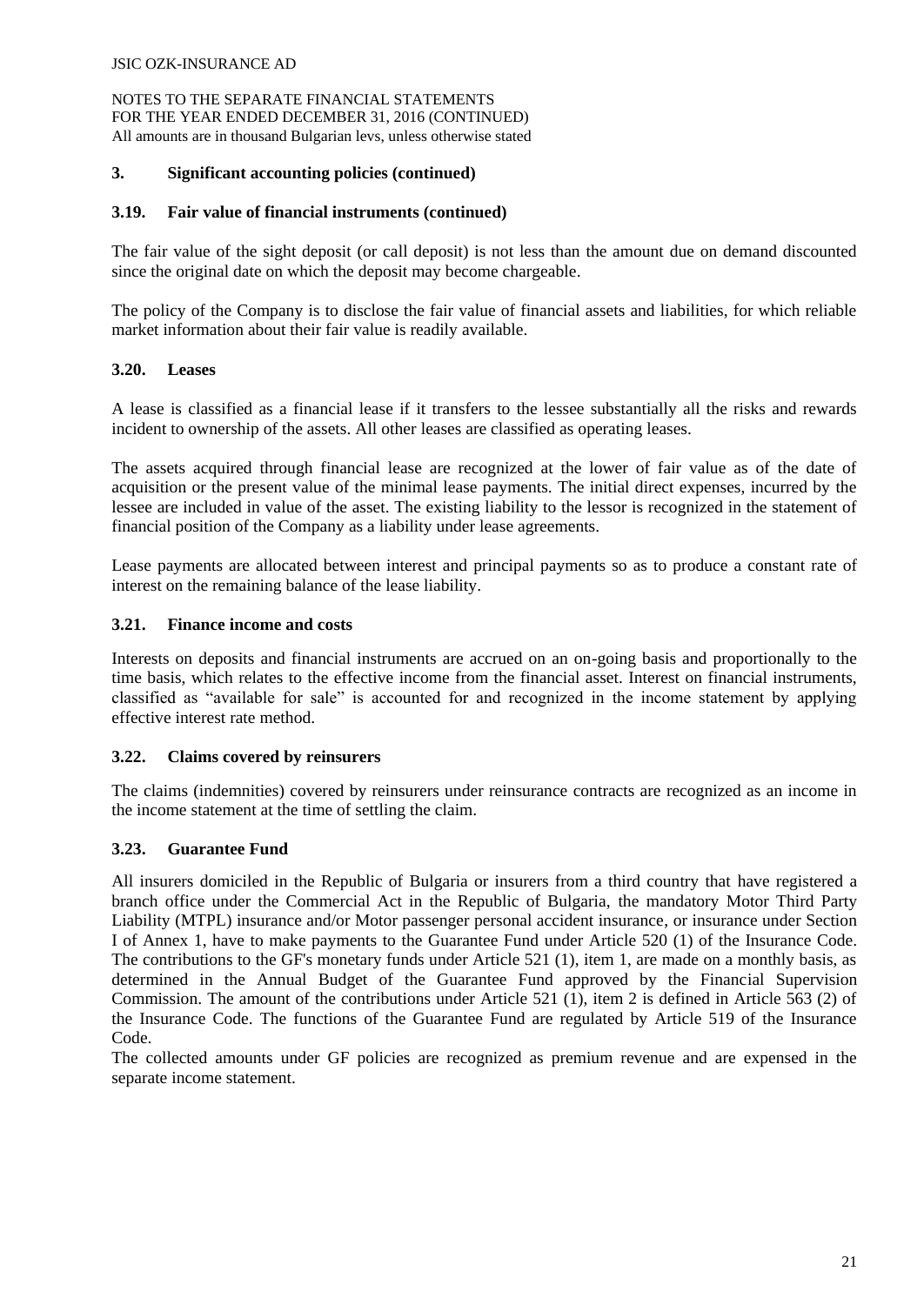### 3. Significant accounting policies (continued)

### 3.19. Fair value of financial instruments (continued)

The fair value of the sight deposit (or call deposit) is not less than the amount due on demand discounted since the original date on which the deposit may become chargeable.

The policy of the Company is to disclose the fair value of financial assets and liabilities, for which reliable market information about their fair value is readily available.

### 3.20. Leases

A lease is classified as a financial lease if it transfers to the lessee substantially all the risks and rewards incident to ownership of the assets. All other leases are classified as operating leases.

The assets acquired through financial lease are recognized at the lower of fair value as of the date of acquisition or the present value of the minimal lease payments. The initial direct expenses, incurred by the lessee are included in value of the asset. The existing liability to the lessor is recognized in the statement of financial position of the Company as a liability under lease agreements.

Lease payments are allocated between interest and principal payments so as to produce a constant rate of interest on the remaining balance of the lease liability.

### 3.21. Finance income and costs

Interests on deposits and financial instruments are accrued on an on-going basis and proportionally to the time basis, which relates to the effective income from the financial asset. Interest on financial instruments, classified as "available for sale" is accounted for and recognized in the income statement by applying effective interest rate method.

### 3.22. Claims covered by reinsurers

The claims (indemnities) covered by reinsurers under reinsurance contracts are recognized as an income in the income statement at the time of settling the claim.

### 3.23. Guarantee Fund

All insurers domiciled in the Republic of Bulgaria or insurers from a third country that have registered a branch office under the Commercial Act in the Republic of Bulgaria, the mandatory Motor Third Party Liability (MTPL) insurance and/or Motor passenger personal accident insurance, or insurance under Section I of Annex 1, have to make payments to the Guarantee Fund under Article 520 (1) of the Insurance Code. The contributions to the GF's monetary funds under Article 521 (1), item 1, are made on a monthly basis, as determined in the Annual Budget of the Guarantee Fund approved by the Financial Supervision Commission. The amount of the contributions under Article 521 (1), item 2 is defined in Article 563 (2) of the Insurance Code. The functions of the Guarantee Fund are regulated by Article 519 of the Insurance Code.

The collected amounts under GF policies are recognized as premium revenue and are expensed in the separate income statement.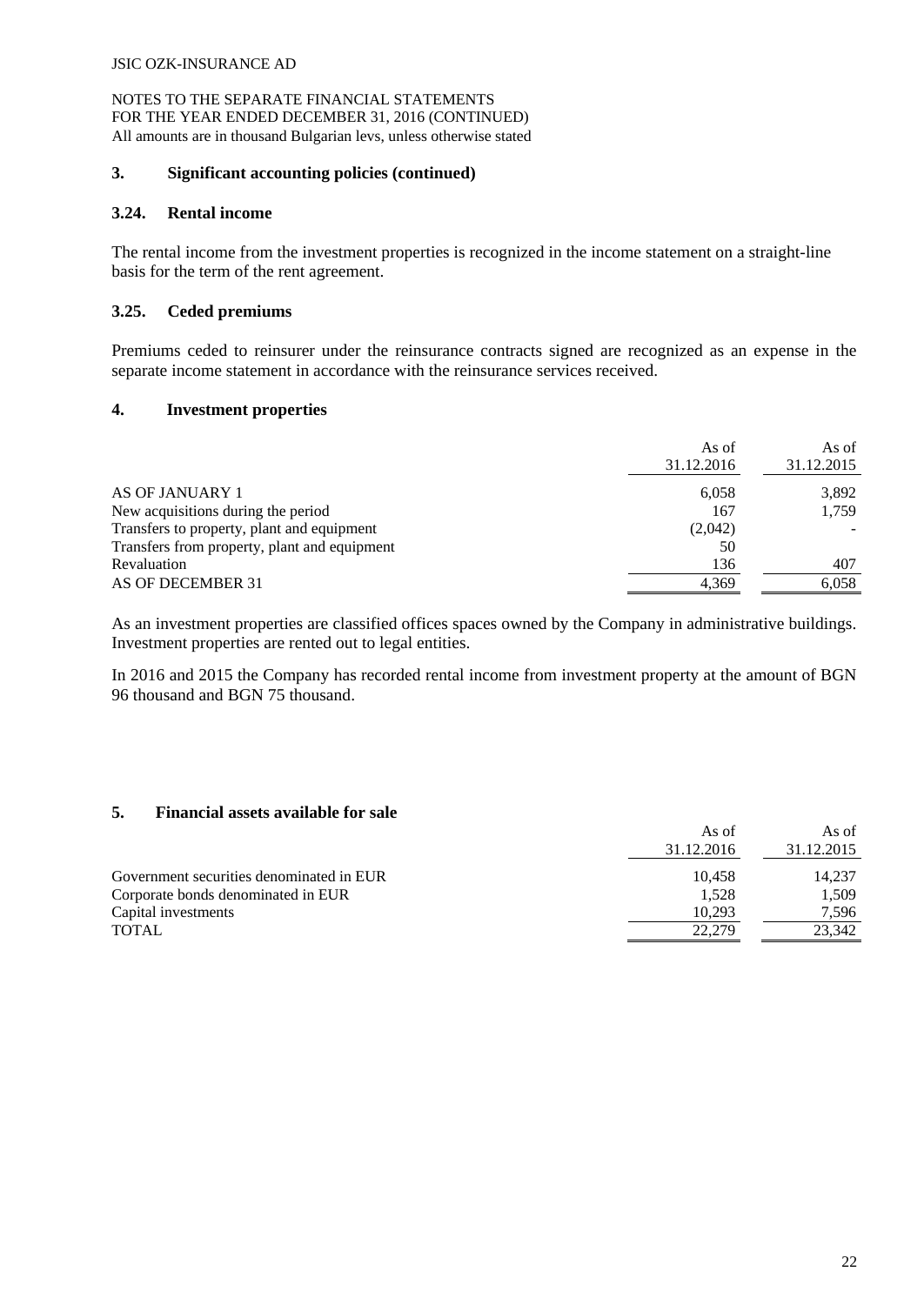### 3. Significant accounting policies (continued)

### 3.24. Rental income

The rental income from the investment properties is recognized in the income statement on a straight-line basis for the term of the rent agreement.

### 3.25. Ceded premiums

Premiums ceded to reinsurer under the reinsurance contracts signed are recognized as an expense in the separate income statement in accordance with the reinsurance services received.

## 4. Investment properties

| | As of 31.12.2016 | As of 31.12.2015 |
|---|---|---|
| AS OF JANUARY 1 | 6,058 | 3,892 |
| New acquisitions during the period | 167 | 1,759 |
| Transfers to property, plant and equipment | (2,042) | - |
| Transfers from property, plant and equipment | 50 | |
| Revaluation | 136 | 407 |
| AS OF DECEMBER 31 | 4,369 | 6,058 |

As an investment properties are classified offices spaces owned by the Company in administrative buildings. Investment properties are rented out to legal entities.

In 2016 and 2015 the Company has recorded rental income from investment property at the amount of BGN 96 thousand and BGN 75 thousand.

## 5. Financial assets available for sale

| | As of 31.12.2016 | As of 31.12.2015 |
|---|---|---|
| Government securities denominated in EUR | 10,458 | 14,237 |
| Corporate bonds denominated in EUR | 1,528 | 1,509 |
| Capital investments | 10,293 | 7,596 |
| TOTAL | 22,279 | 23,342 |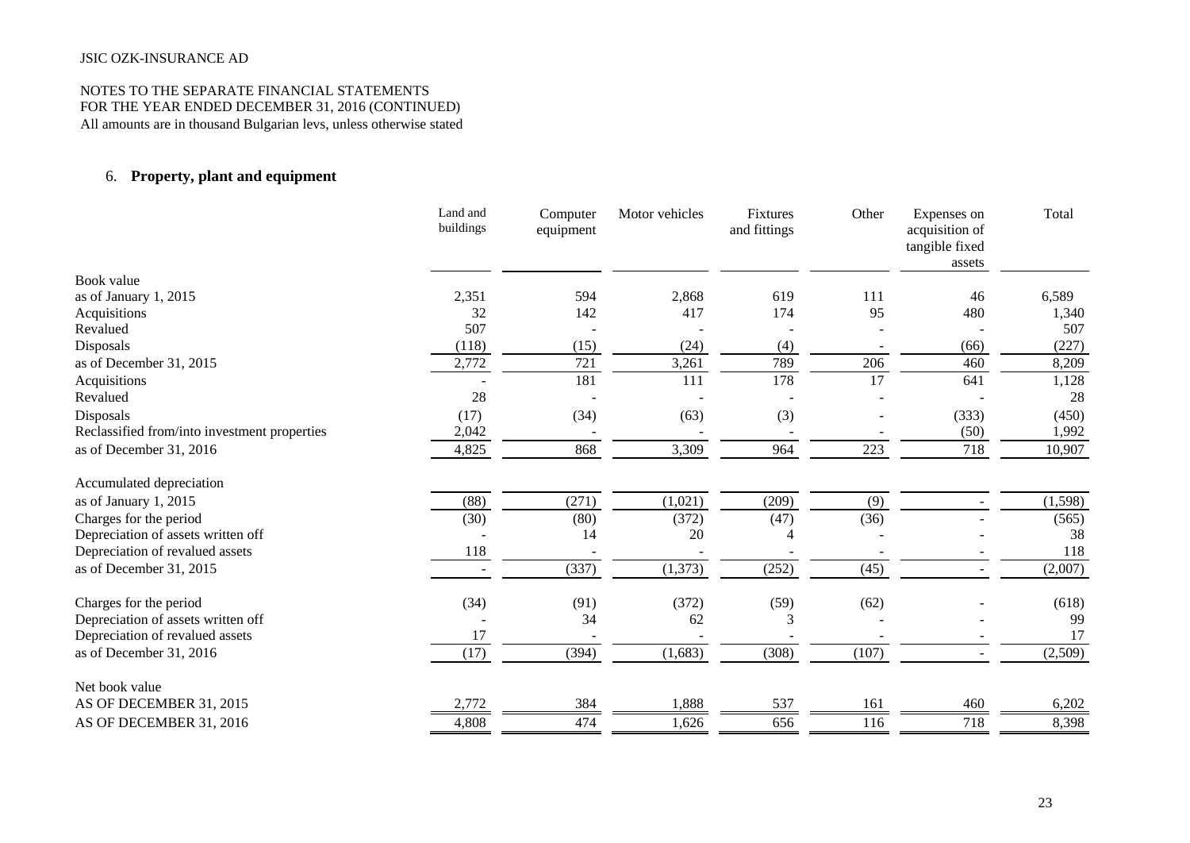JSIC OZK-INSURANCE AD

NOTES TO THE SEPARATE FINANCIAL STATEMENTS
FOR THE YEAR ENDED DECEMBER 31, 2016 (CONTINUED)
All amounts are in thousand Bulgarian levs, unless otherwise stated

## 6. **Property, plant and equipment**

| | Land and buildings | Computer equipment | Motor vehicles | Fixtures and fittings | Other | Expenses on acquisition of tangible fixed assets | Total |
|---|---|---|---|---|---|---|---|
| Book value | | | | | | | |
| as of January 1, 2015 | 2,351 | 594 | 2,868 | 619 | 111 | 46 | 6,589 |
| Acquisitions | 32 | 142 | 417 | 174 | 95 | 480 | 1,340 |
| Revalued | 507 | - | - | - | - | - | 507 |
| Disposals | (118) | (15) | (24) | (4) | - | (66) | (227) |
| as of December 31, 2015 | 2,772 | 721 | 3,261 | 789 | 206 | 460 | 8,209 |
| Acquisitions | - | 181 | 111 | 178 | 17 | 641 | 1,128 |
| Revalued | 28 | - | - | - | - | - | 28 |
| Disposals | (17) | (34) | (63) | (3) | - | (333) | (450) |
| Reclassified from/into investment properties | 2,042 | - | - | - | - | (50) | 1,992 |
| as of December 31, 2016 | 4,825 | 868 | 3,309 | 964 | 223 | 718 | 10,907 |
| Accumulated depreciation | | | | | | | |
| as of January 1, 2015 | (88) | (271) | (1,021) | (209) | (9) | - | (1,598) |
| Charges for the period | (30) | (80) | (372) | (47) | (36) | - | (565) |
| Depreciation of assets written off | - | 14 | 20 | 4 | - | - | 38 |
| Depreciation of revalued assets | 118 | - | - | - | - | - | 118 |
| as of December 31, 2015 | - | (337) | (1,373) | (252) | (45) | - | (2,007) |
| Charges for the period | (34) | (91) | (372) | (59) | (62) | - | (618) |
| Depreciation of assets written off | - | 34 | 62 | 3 | - | - | 99 |
| Depreciation of revalued assets | 17 | - | - | - | - | - | 17 |
| as of December 31, 2016 | (17) | (394) | (1,683) | (308) | (107) | - | (2,509) |
| Net book value | | | | | | | |
| AS OF DECEMBER 31, 2015 | 2,772 | 384 | 1,888 | 537 | 161 | 460 | 6,202 |
| AS OF DECEMBER 31, 2016 | 4,808 | 474 | 1,626 | 656 | 116 | 718 | 8,398 |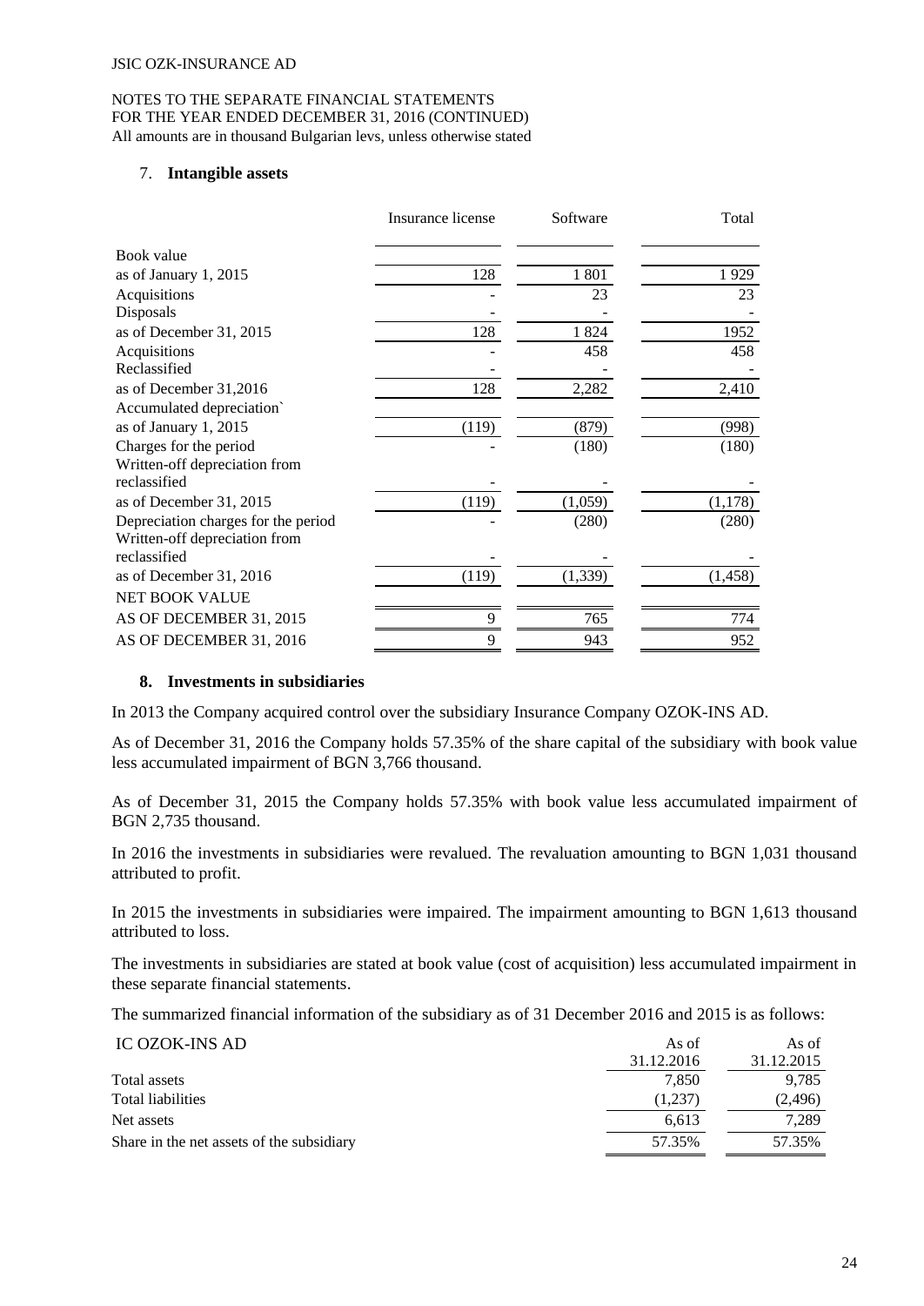JSIC OZK-INSURANCE AD

NOTES TO THE SEPARATE FINANCIAL STATEMENTS
FOR THE YEAR ENDED DECEMBER 31, 2016 (CONTINUED)
All amounts are in thousand Bulgarian levs, unless otherwise stated

## 7. Intangible assets

| | Insurance license | Software | Total |
|---|---|---|---|
| Book value | | | |
| as of January 1, 2015 | 128 | 1 801 | 1 929 |
| Acquisitions | - | 23 | 23 |
| Disposals | - | - | - |
| as of December 31, 2015 | 128 | 1 824 | 1952 |
| Acquisitions | - | 458 | 458 |
| Reclassified | - | - | - |
| as of December 31,2016 | 128 | 2,282 | 2,410 |
| Accumulated depreciation` | | | |
| as of January 1, 2015 | (119) | (879) | (998) |
| Charges for the period | - | (180) | (180) |
| Written-off depreciation from reclassified | - | - | - |
| as of December 31, 2015 | (119) | (1,059) | (1,178) |
| Depreciation charges for the period | - | (280) | (280) |
| Written-off depreciation from reclassified | - | - | - |
| as of December 31, 2016 | (119) | (1,339) | (1,458) |
| NET BOOK VALUE | | | |
| AS OF DECEMBER 31, 2015 | 9 | 765 | 774 |
| AS OF DECEMBER 31, 2016 | 9 | 943 | 952 |

## 8. Investments in subsidiaries

In 2013 the Company acquired control over the subsidiary Insurance Company OZOK-INS AD.

As of December 31, 2016 the Company holds 57.35% of the share capital of the subsidiary with book value less accumulated impairment of BGN 3,766 thousand.

As of December 31, 2015 the Company holds 57.35% with book value less accumulated impairment of BGN 2,735 thousand.

In 2016 the investments in subsidiaries were revalued. The revaluation amounting to BGN 1,031 thousand attributed to profit.

In 2015 the investments in subsidiaries were impaired. The impairment amounting to BGN 1,613 thousand attributed to loss.

The investments in subsidiaries are stated at book value (cost of acquisition) less accumulated impairment in these separate financial statements.

The summarized financial information of the subsidiary as of 31 December 2016 and 2015 is as follows:

| IC OZOK-INS AD | As of 31.12.2016 | As of 31.12.2015 |
|---|---|---|
| Total assets | 7,850 | 9,785 |
| Total liabilities | (1,237) | (2,496) |
| Net assets | 6,613 | 7,289 |
| Share in the net assets of the subsidiary | 57.35% | 57.35% |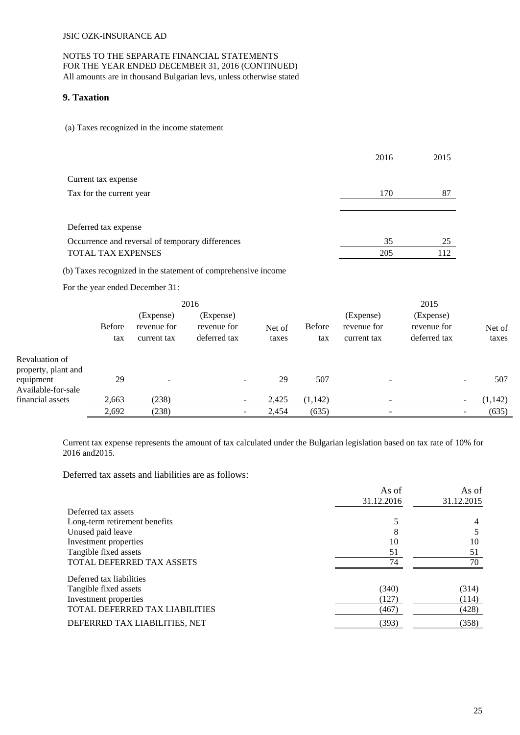JSIC OZK-INSURANCE AD

NOTES TO THE SEPARATE FINANCIAL STATEMENTS
FOR THE YEAR ENDED DECEMBER 31, 2016 (CONTINUED)
All amounts are in thousand Bulgarian levs, unless otherwise stated

## 9. Taxation

(a) Taxes recognized in the income statement

| | 2016 | 2015 |
|---|---|---|
| Current tax expense | | |
| Tax for the current year | 170 | 87 |
| | | |
| Deferred tax expense | | |
| Occurrence and reversal of temporary differences | 35 | 25 |
| TOTAL TAX EXPENSES | 205 | 112 |

(b) Taxes recognized in the statement of comprehensive income

For the year ended December 31:

| | 2016 | | | | 2015 | | | |
|---|---|---|---|---|---|---|---|---|
| | Before tax | (Expense) revenue for current tax | (Expense) revenue for deferred tax | Net of taxes | Before tax | (Expense) revenue for current tax | (Expense) revenue for deferred tax | Net of taxes |
| Revaluation of property, plant and equipment | 29 | - | - | 29 | 507 | - | - | 507 |
| Available-for-sale financial assets | 2,663 | (238) | - | 2,425 | (1,142) | - | - | (1,142) |
| | 2,692 | (238) | - | 2,454 | (635) | - | - | (635) |

Current tax expense represents the amount of tax calculated under the Bulgarian legislation based on tax rate of 10% for 2016 and2015.

Deferred tax assets and liabilities are as follows:

| | As of 31.12.2016 | As of 31.12.2015 |
|---|---|---|
| Deferred tax assets | | |
| Long-term retirement benefits | 5 | 4 |
| Unused paid leave | 8 | 5 |
| Investment properties | 10 | 10 |
| Tangible fixed assets | 51 | 51 |
| TOTAL DEFERRED TAX ASSETS | 74 | 70 |
| Deferred tax liabilities | | |
| Tangible fixed assets | (340) | (314) |
| Investment properties | (127) | (114) |
| TOTAL DEFERRED TAX LIABILITIES | (467) | (428) |
| DEFERRED TAX LIABILITIES, NET | (393) | (358) |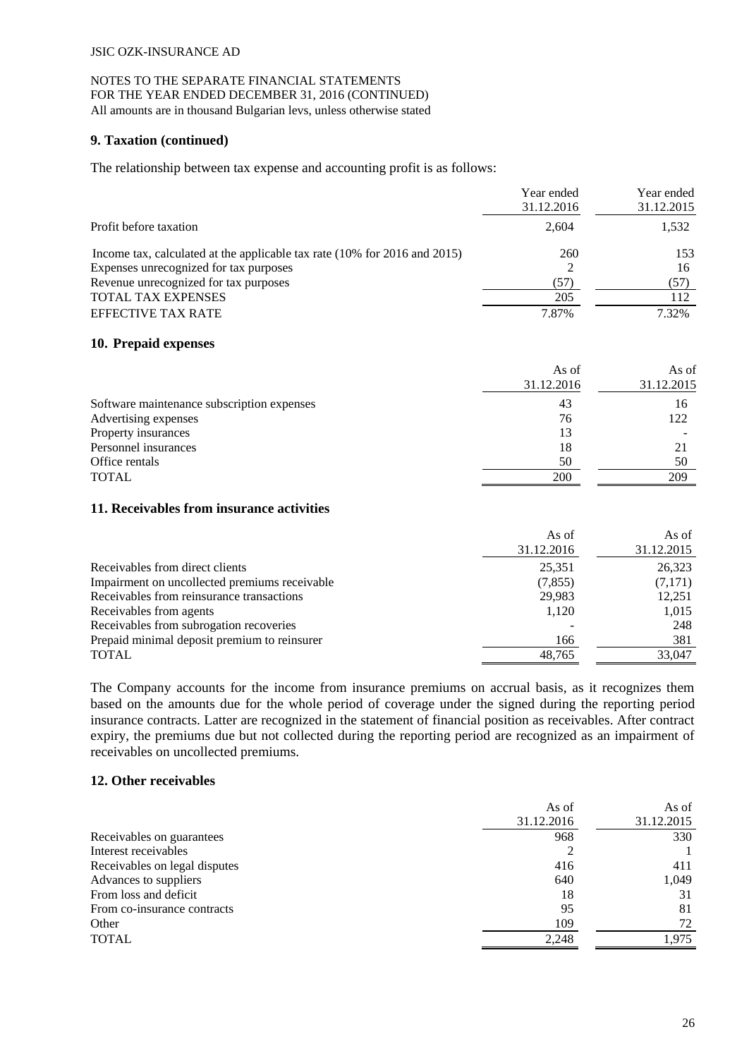## 9. Taxation (continued)

The relationship between tax expense and accounting profit is as follows:

| | Year ended 31.12.2016 | Year ended 31.12.2015 |
|---|---|---|
| Profit before taxation | 2,604 | 1,532 |
| Income tax, calculated at the applicable tax rate (10% for 2016 and 2015) | 260 | 153 |
| Expenses unrecognized for tax purposes | 2 | 16 |
| Revenue unrecognized for tax purposes | (57) | (57) |
| TOTAL TAX EXPENSES | 205 | 112 |
| EFFECTIVE TAX RATE | 7.87% | 7.32% |

## 10. Prepaid expenses

| | As of 31.12.2016 | As of 31.12.2015 |
|---|---|---|
| Software maintenance subscription expenses | 43 | 16 |
| Advertising expenses | 76 | 122 |
| Property insurances | 13 | - |
| Personnel insurances | 18 | 21 |
| Office rentals | 50 | 50 |
| TOTAL | 200 | 209 |

## 11. Receivables from insurance activities

| | As of 31.12.2016 | As of 31.12.2015 |
|---|---|---|
| Receivables from direct clients | 25,351 | 26,323 |
| Impairment on uncollected premiums receivable | (7,855) | (7,171) |
| Receivables from reinsurance transactions | 29,983 | 12,251 |
| Receivables from agents | 1,120 | 1,015 |
| Receivables from subrogation recoveries | - | 248 |
| Prepaid minimal deposit premium to reinsurer | 166 | 381 |
| TOTAL | 48,765 | 33,047 |

The Company accounts for the income from insurance premiums on accrual basis, as it recognizes them based on the amounts due for the whole period of coverage under the signed during the reporting period insurance contracts. Latter are recognized in the statement of financial position as receivables. After contract expiry, the premiums due but not collected during the reporting period are recognized as an impairment of receivables on uncollected premiums.

## 12. Other receivables

| | As of 31.12.2016 | As of 31.12.2015 |
|---|---|---|
| Receivables on guarantees | 968 | 330 |
| Interest receivables | 2 | 1 |
| Receivables on legal disputes | 416 | 411 |
| Advances to suppliers | 640 | 1,049 |
| From loss and deficit | 18 | 31 |
| From co-insurance contracts | 95 | 81 |
| Other | 109 | 72 |
| TOTAL | 2,248 | 1,975 |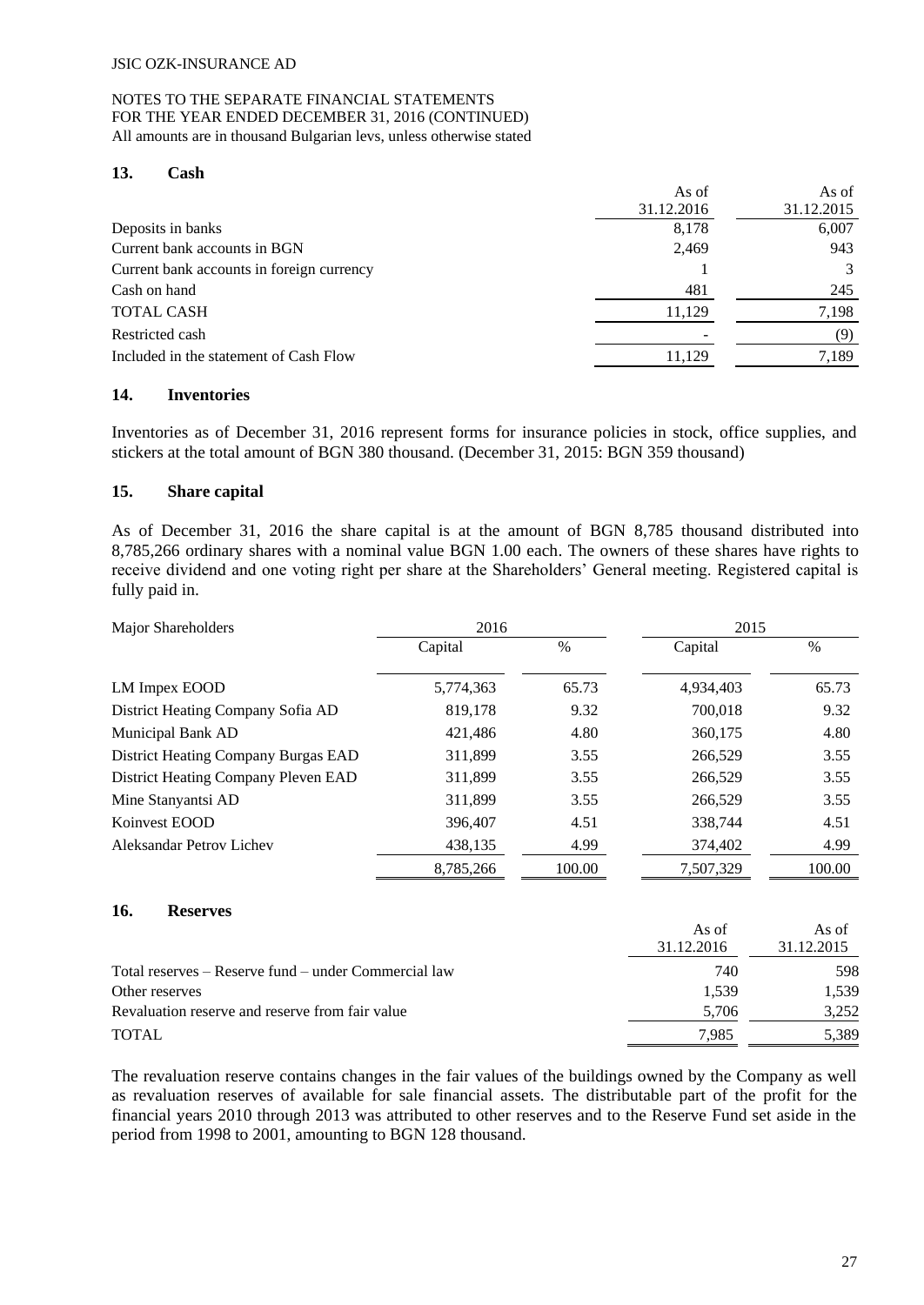JSIC OZK-INSURANCE AD

NOTES TO THE SEPARATE FINANCIAL STATEMENTS
FOR THE YEAR ENDED DECEMBER 31, 2016 (CONTINUED)
All amounts are in thousand Bulgarian levs, unless otherwise stated

## 13. Cash

| | As of 31.12.2016 | As of 31.12.2015 |
|---|---|---|
| Deposits in banks | 8,178 | 6,007 |
| Current bank accounts in BGN | 2,469 | 943 |
| Current bank accounts in foreign currency | 1 | 3 |
| Cash on hand | 481 | 245 |
| TOTAL CASH | 11,129 | 7,198 |
| Restricted cash | - | (9) |
| Included in the statement of Cash Flow | 11,129 | 7,189 |

## 14. Inventories

Inventories as of December 31, 2016 represent forms for insurance policies in stock, office supplies, and stickers at the total amount of BGN 380 thousand. (December 31, 2015: BGN 359 thousand)

## 15. Share capital

As of December 31, 2016 the share capital is at the amount of BGN 8,785 thousand distributed into 8,785,266 ordinary shares with a nominal value BGN 1.00 each. The owners of these shares have rights to receive dividend and one voting right per share at the Shareholders' General meeting. Registered capital is fully paid in.

| Major Shareholders | 2016 | | 2015 | |
|---|---|---|---|---|
| | Capital | % | Capital | % |
| LM Impex EOOD | 5,774,363 | 65.73 | 4,934,403 | 65.73 |
| District Heating Company Sofia AD | 819,178 | 9.32 | 700,018 | 9.32 |
| Municipal Bank AD | 421,486 | 4.80 | 360,175 | 4.80 |
| District Heating Company Burgas EAD | 311,899 | 3.55 | 266,529 | 3.55 |
| District Heating Company Pleven EAD | 311,899 | 3.55 | 266,529 | 3.55 |
| Mine Stanyantsi AD | 311,899 | 3.55 | 266,529 | 3.55 |
| Koinvest EOOD | 396,407 | 4.51 | 338,744 | 4.51 |
| Aleksandar Petrov Lichev | 438,135 | 4.99 | 374,402 | 4.99 |
| | 8,785,266 | 100.00 | 7,507,329 | 100.00 |

## 16. Reserves

| | As of 31.12.2016 | As of 31.12.2015 |
|---|---|---|
| Total reserves – Reserve fund – under Commercial law | 740 | 598 |
| Other reserves | 1,539 | 1,539 |
| Revaluation reserve and reserve from fair value | 5,706 | 3,252 |
| TOTAL | 7,985 | 5,389 |

The revaluation reserve contains changes in the fair values of the buildings owned by the Company as well as revaluation reserves of available for sale financial assets. The distributable part of the profit for the financial years 2010 through 2013 was attributed to other reserves and to the Reserve Fund set aside in the period from 1998 to 2001, amounting to BGN 128 thousand.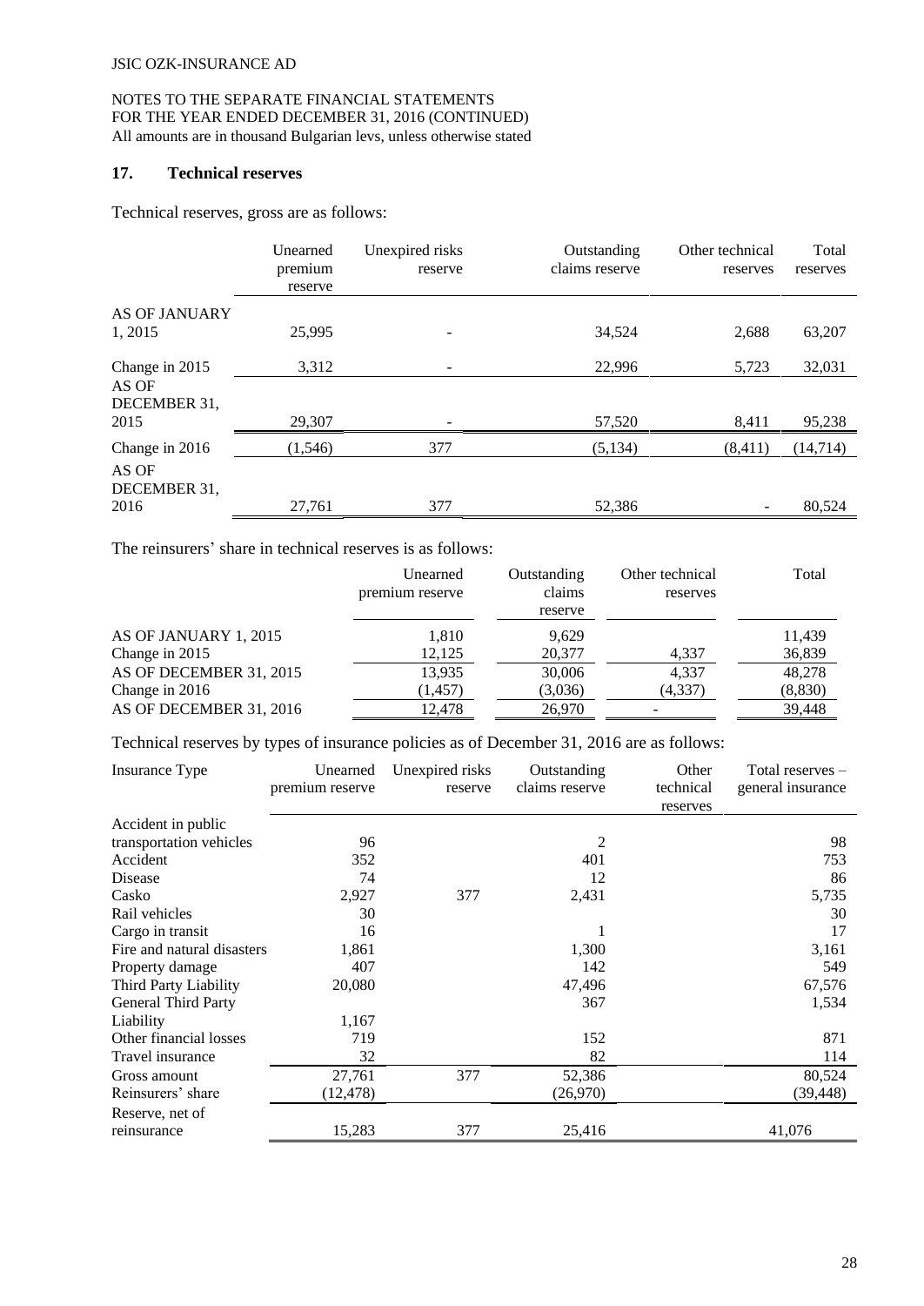JSIC OZK-INSURANCE AD

NOTES TO THE SEPARATE FINANCIAL STATEMENTS
FOR THE YEAR ENDED DECEMBER 31, 2016 (CONTINUED)
All amounts are in thousand Bulgarian levs, unless otherwise stated

## 17. Technical reserves

Technical reserves, gross are as follows:

| | Unearned premium reserve | Unexpired risks reserve | Outstanding claims reserve | Other technical reserves | Total reserves |
|---|---|---|---|---|---|
| AS OF JANUARY 1, 2015 | 25,995 | - | 34,524 | 2,688 | 63,207 |
| Change in 2015 | 3,312 | - | 22,996 | 5,723 | 32,031 |
| AS OF DECEMBER 31, 2015 | 29,307 | - | 57,520 | 8,411 | 95,238 |
| Change in 2016 | (1,546) | 377 | (5,134) | (8,411) | (14,714) |
| AS OF DECEMBER 31, 2016 | 27,761 | 377 | 52,386 | - | 80,524 |

The reinsurers' share in technical reserves is as follows:

| | Unearned premium reserve | Outstanding claims reserve | Other technical reserves | Total |
|---|---|---|---|---|
| AS OF JANUARY 1, 2015 | 1,810 | 9,629 | | 11,439 |
| Change in 2015 | 12,125 | 20,377 | 4,337 | 36,839 |
| AS OF DECEMBER 31, 2015 | 13,935 | 30,006 | 4,337 | 48,278 |
| Change in 2016 | (1,457) | (3,036) | (4,337) | (8,830) |
| AS OF DECEMBER 31, 2016 | 12,478 | 26,970 | - | 39,448 |

Technical reserves by types of insurance policies as of December 31, 2016 are as follows:

| Insurance Type | Unearned premium reserve | Unexpired risks reserve | Outstanding claims reserve | Other technical reserves | Total reserves – general insurance |
|---|---|---|---|---|---|
| Accident in public transportation vehicles | 96 | | 2 | | 98 |
| Accident | 352 | | 401 | | 753 |
| Disease | 74 | | 12 | | 86 |
| Casko | 2,927 | 377 | 2,431 | | 5,735 |
| Rail vehicles | 30 | | | | 30 |
| Cargo in transit | 16 | | 1 | | 17 |
| Fire and natural disasters | 1,861 | | 1,300 | | 3,161 |
| Property damage | 407 | | 142 | | 549 |
| Third Party Liability | 20,080 | | 47,496 | | 67,576 |
| General Third Party Liability | 1,167 | | 367 | | 1,534 |
| Other financial losses | 719 | | 152 | | 871 |
| Travel insurance | 32 | | 82 | | 114 |
| Gross amount | 27,761 | 377 | 52,386 | | 80,524 |
| Reinsurers' share | (12,478) | | (26,970) | | (39,448) |
| Reserve, net of reinsurance | 15,283 | 377 | 25,416 | | 41,076 |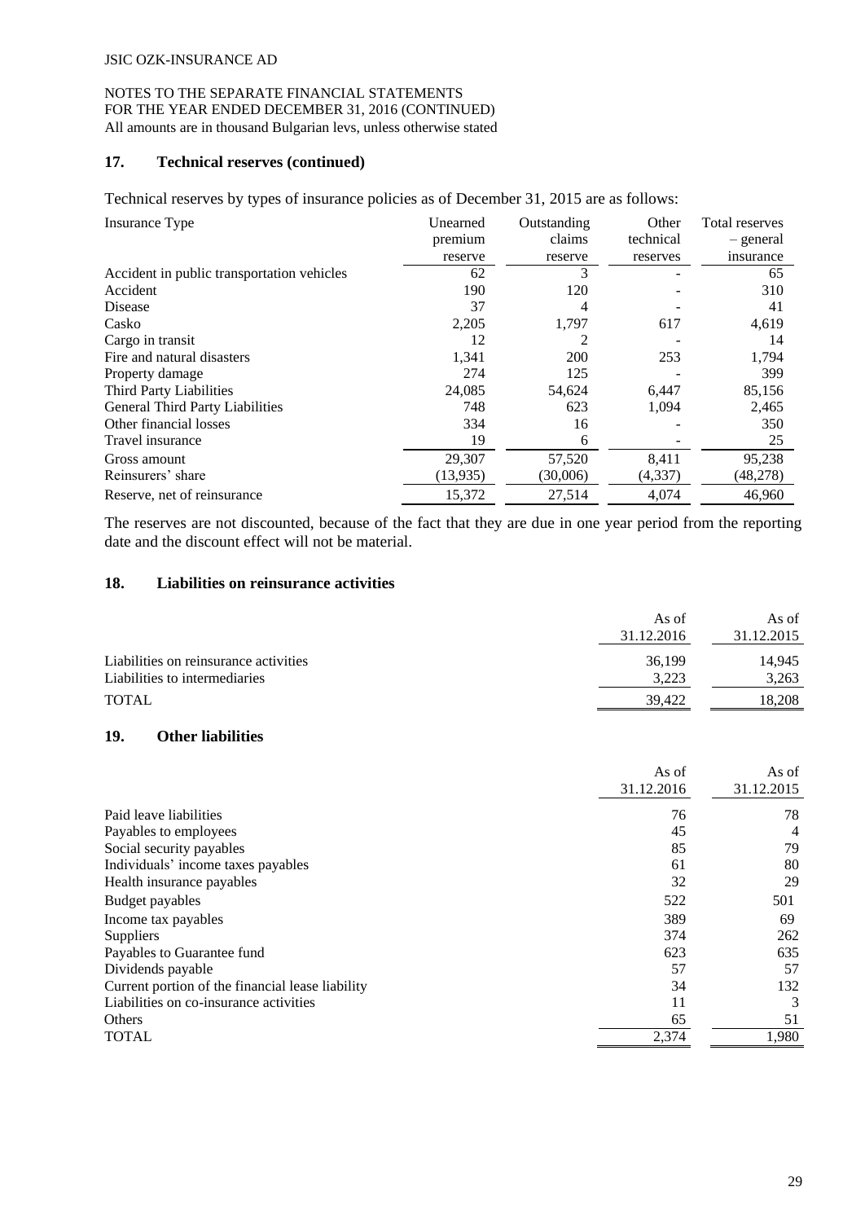## 17. Technical reserves (continued)

Technical reserves by types of insurance policies as of December 31, 2015 are as follows:

| Insurance Type | Unearned premium reserve | Outstanding claims reserve | Other technical reserves | Total reserves – general insurance |
|---|---|---|---|---|
| Accident in public transportation vehicles | 62 | 3 | - | 65 |
| Accident | 190 | 120 | - | 310 |
| Disease | 37 | 4 | - | 41 |
| Casko | 2,205 | 1,797 | 617 | 4,619 |
| Cargo in transit | 12 | 2 | - | 14 |
| Fire and natural disasters | 1,341 | 200 | 253 | 1,794 |
| Property damage | 274 | 125 | - | 399 |
| Third Party Liabilities | 24,085 | 54,624 | 6,447 | 85,156 |
| General Third Party Liabilities | 748 | 623 | 1,094 | 2,465 |
| Other financial losses | 334 | 16 | - | 350 |
| Travel insurance | 19 | 6 | - | 25 |
| Gross amount | 29,307 | 57,520 | 8,411 | 95,238 |
| Reinsurers' share | (13,935) | (30,006) | (4,337) | (48,278) |
| Reserve, net of reinsurance | 15,372 | 27,514 | 4,074 | 46,960 |

The reserves are not discounted, because of the fact that they are due in one year period from the reporting date and the discount effect will not be material.

## 18. Liabilities on reinsurance activities

| | As of 31.12.2016 | As of 31.12.2015 |
|---|---|---|
| Liabilities on reinsurance activities | 36,199 | 14,945 |
| Liabilities to intermediaries | 3,223 | 3,263 |
| TOTAL | 39,422 | 18,208 |

## 19. Other liabilities

| | As of 31.12.2016 | As of 31.12.2015 |
|---|---|---|
| Paid leave liabilities | 76 | 78 |
| Payables to employees | 45 | 4 |
| Social security payables | 85 | 79 |
| Individuals' income taxes payables | 61 | 80 |
| Health insurance payables | 32 | 29 |
| Budget payables | 522 | 501 |
| Income tax payables | 389 | 69 |
| Suppliers | 374 | 262 |
| Payables to Guarantee fund | 623 | 635 |
| Dividends payable | 57 | 57 |
| Current portion of the financial lease liability | 34 | 132 |
| Liabilities on co-insurance activities | 11 | 3 |
| Others | 65 | 51 |
| TOTAL | 2,374 | 1,980 |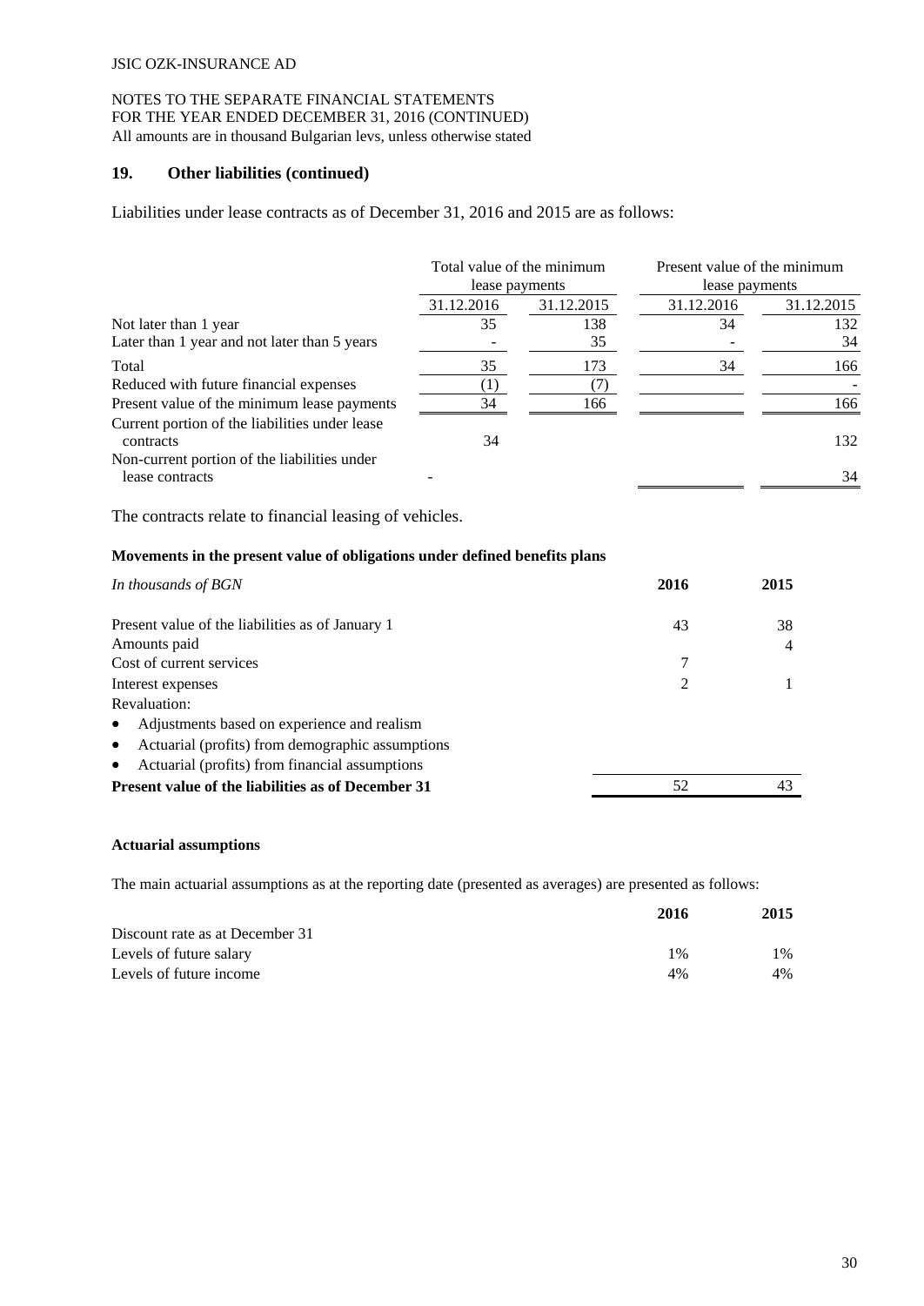## 19. Other liabilities (continued)

Liabilities under lease contracts as of December 31, 2016 and 2015 are as follows:

| | Total value of the minimum lease payments | | Present value of the minimum lease payments | |
|---|---|---|---|---|
| | 31.12.2016 | 31.12.2015 | 31.12.2016 | 31.12.2015 |
| Not later than 1 year | 35 | 138 | 34 | 132 |
| Later than 1 year and not later than 5 years | - | 35 | - | 34 |
| Total | 35 | 173 | 34 | 166 |
| Reduced with future financial expenses | (1) | (7) | | - |
| Present value of the minimum lease payments | 34 | 166 | | 166 |
| Current portion of the liabilities under lease contracts | 34 | | | 132 |
| Non-current portion of the liabilities under lease contracts | - | | | 34 |

The contracts relate to financial leasing of vehicles.

**Movements in the present value of obligations under defined benefits plans**

| *In thousands of BGN* | **2016** | **2015** |
|---|---|---|
| Present value of the liabilities as of January 1 | 43 | 38 |
| Amounts paid | | 4 |
| Cost of current services | 7 | |
| Interest expenses | 2 | 1 |
| Revaluation: | | |
| • Adjustments based on experience and realism | | |
| • Actuarial (profits) from demographic assumptions | | |
| • Actuarial (profits) from financial assumptions | | |
| **Present value of the liabilities as of December 31** | 52 | 43 |

**Actuarial assumptions**

The main actuarial assumptions as at the reporting date (presented as averages) are presented as follows:

| | **2016** | **2015** |
|---|---|---|
| Discount rate as at December 31 | | |
| Levels of future salary | 1% | 1% |
| Levels of future income | 4% | 4% |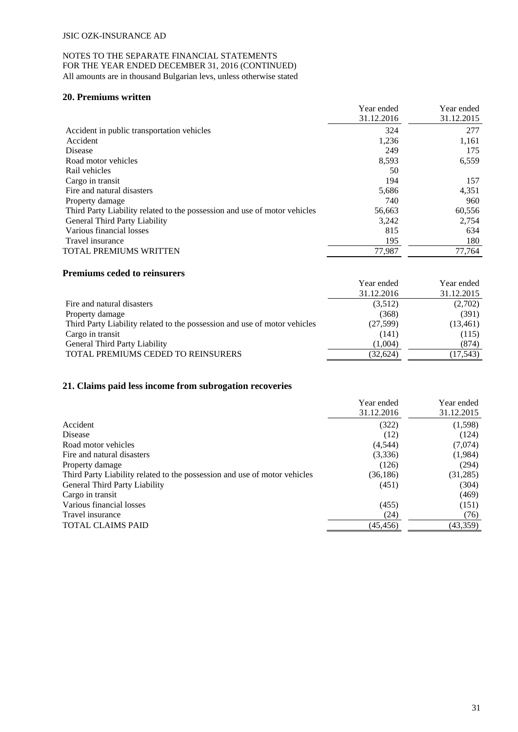JSIC OZK-INSURANCE AD

NOTES TO THE SEPARATE FINANCIAL STATEMENTS
FOR THE YEAR ENDED DECEMBER 31, 2016 (CONTINUED)
All amounts are in thousand Bulgarian levs, unless otherwise stated

## 20. Premiums written

| | Year ended 31.12.2016 | Year ended 31.12.2015 |
|---|---|---|
| Accident in public transportation vehicles | 324 | 277 |
| Accident | 1,236 | 1,161 |
| Disease | 249 | 175 |
| Road motor vehicles | 8,593 | 6,559 |
| Rail vehicles | 50 | |
| Cargo in transit | 194 | 157 |
| Fire and natural disasters | 5,686 | 4,351 |
| Property damage | 740 | 960 |
| Third Party Liability related to the possession and use of motor vehicles | 56,663 | 60,556 |
| General Third Party Liability | 3,242 | 2,754 |
| Various financial losses | 815 | 634 |
| Travel insurance | 195 | 180 |
| TOTAL PREMIUMS WRITTEN | 77,987 | 77,764 |

### Premiums ceded to reinsurers

| | Year ended 31.12.2016 | Year ended 31.12.2015 |
|---|---|---|
| Fire and natural disasters | (3,512) | (2,702) |
| Property damage | (368) | (391) |
| Third Party Liability related to the possession and use of motor vehicles | (27,599) | (13,461) |
| Cargo in transit | (141) | (115) |
| General Third Party Liability | (1,004) | (874) |
| TOTAL PREMIUMS CEDED TO REINSURERS | (32,624) | (17,543) |

## 21. Claims paid less income from subrogation recoveries

| | Year ended 31.12.2016 | Year ended 31.12.2015 |
|---|---|---|
| Accident | (322) | (1,598) |
| Disease | (12) | (124) |
| Road motor vehicles | (4,544) | (7,074) |
| Fire and natural disasters | (3,336) | (1,984) |
| Property damage | (126) | (294) |
| Third Party Liability related to the possession and use of motor vehicles | (36,186) | (31,285) |
| General Third Party Liability | (451) | (304) |
| Cargo in transit | | (469) |
| Various financial losses | (455) | (151) |
| Travel insurance | (24) | (76) |
| TOTAL CLAIMS PAID | (45,456) | (43,359) |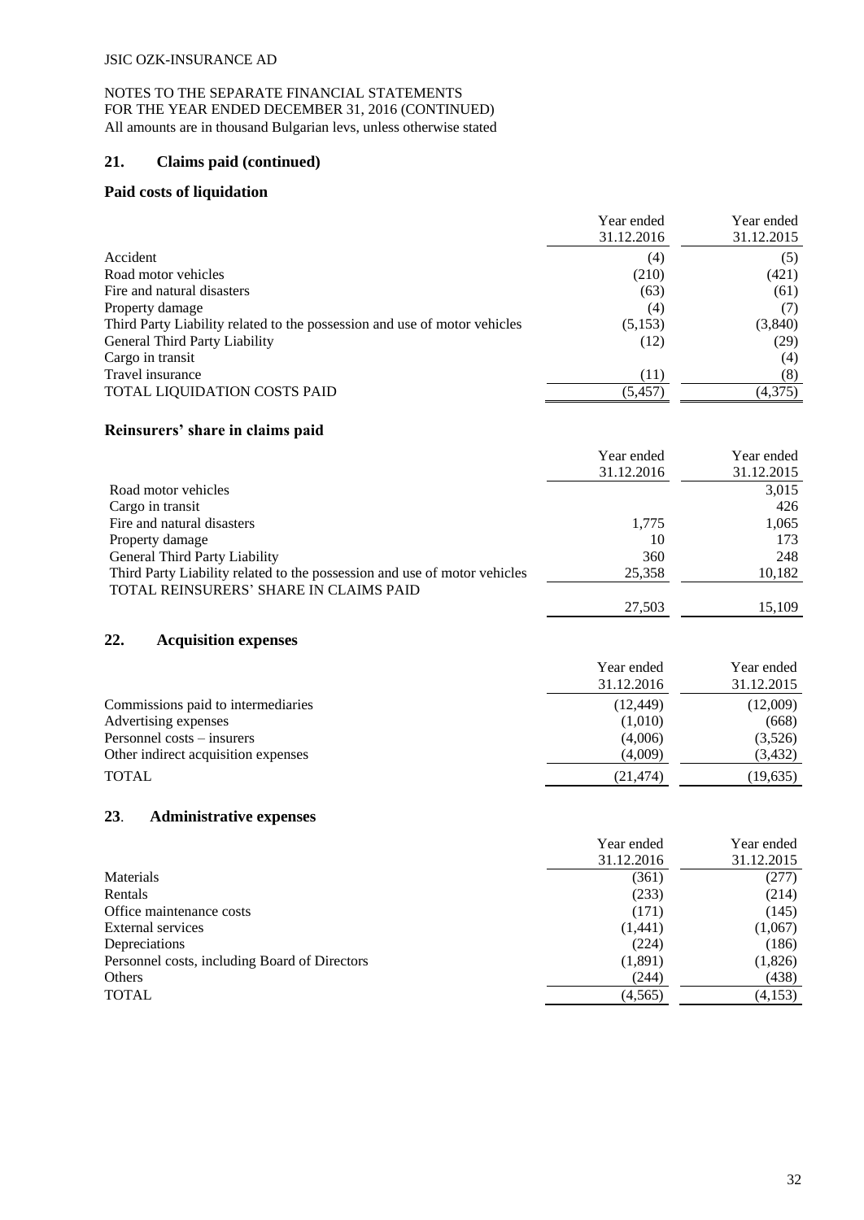JSIC OZK-INSURANCE AD

NOTES TO THE SEPARATE FINANCIAL STATEMENTS
FOR THE YEAR ENDED DECEMBER 31, 2016 (CONTINUED)
All amounts are in thousand Bulgarian levs, unless otherwise stated

## 21. Claims paid (continued)

### Paid costs of liquidation

| | Year ended 31.12.2016 | Year ended 31.12.2015 |
|---|---|---|
| Accident | (4) | (5) |
| Road motor vehicles | (210) | (421) |
| Fire and natural disasters | (63) | (61) |
| Property damage | (4) | (7) |
| Third Party Liability related to the possession and use of motor vehicles | (5,153) | (3,840) |
| General Third Party Liability | (12) | (29) |
| Cargo in transit | | (4) |
| Travel insurance | (11) | (8) |
| TOTAL LIQUIDATION COSTS PAID | (5,457) | (4,375) |

### Reinsurers' share in claims paid

| | Year ended 31.12.2016 | Year ended 31.12.2015 |
|---|---|---|
| Road motor vehicles | | 3,015 |
| Cargo in transit | | 426 |
| Fire and natural disasters | 1,775 | 1,065 |
| Property damage | 10 | 173 |
| General Third Party Liability | 360 | 248 |
| Third Party Liability related to the possession and use of motor vehicles | 25,358 | 10,182 |
| TOTAL REINSURERS' SHARE IN CLAIMS PAID | 27,503 | 15,109 |

## 22. Acquisition expenses

| | Year ended 31.12.2016 | Year ended 31.12.2015 |
|---|---|---|
| Commissions paid to intermediaries | (12,449) | (12,009) |
| Advertising expenses | (1,010) | (668) |
| Personnel costs – insurers | (4,006) | (3,526) |
| Other indirect acquisition expenses | (4,009) | (3,432) |
| TOTAL | (21,474) | (19,635) |

## 23. Administrative expenses

| | Year ended 31.12.2016 | Year ended 31.12.2015 |
|---|---|---|
| Materials | (361) | (277) |
| Rentals | (233) | (214) |
| Office maintenance costs | (171) | (145) |
| External services | (1,441) | (1,067) |
| Depreciations | (224) | (186) |
| Personnel costs, including Board of Directors | (1,891) | (1,826) |
| Others | (244) | (438) |
| TOTAL | (4,565) | (4,153) |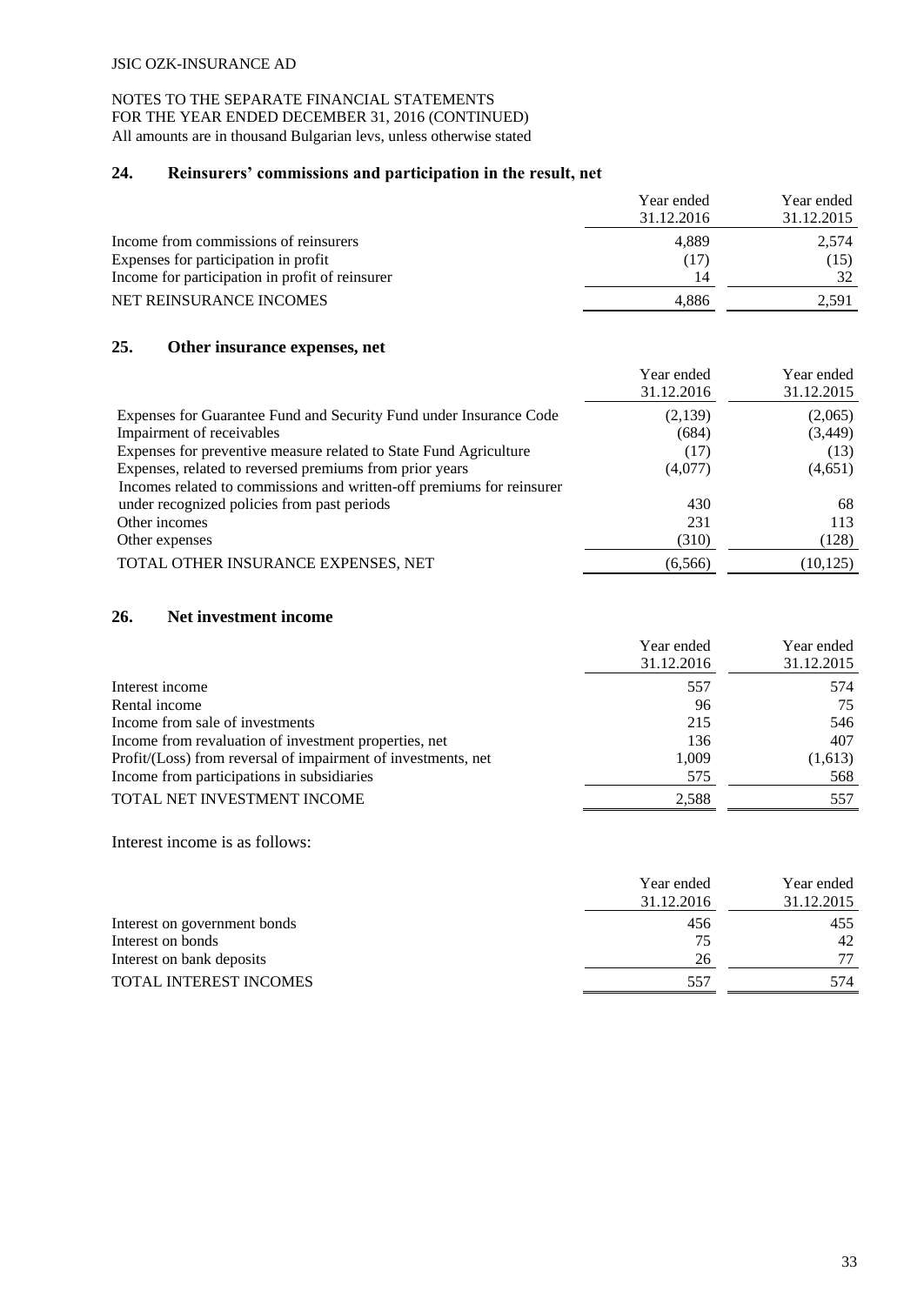JSIC OZK-INSURANCE AD

NOTES TO THE SEPARATE FINANCIAL STATEMENTS
FOR THE YEAR ENDED DECEMBER 31, 2016 (CONTINUED)
All amounts are in thousand Bulgarian levs, unless otherwise stated

## 24. Reinsurers' commissions and participation in the result, net

| | Year ended 31.12.2016 | Year ended 31.12.2015 |
|---|---|---|
| Income from commissions of reinsurers | 4,889 | 2,574 |
| Expenses for participation in profit | (17) | (15) |
| Income for participation in profit of reinsurer | 14 | 32 |
| NET REINSURANCE INCOMES | 4,886 | 2,591 |

## 25. Other insurance expenses, net

| | Year ended 31.12.2016 | Year ended 31.12.2015 |
|---|---|---|
| Expenses for Guarantee Fund and Security Fund under Insurance Code | (2,139) | (2,065) |
| Impairment of receivables | (684) | (3,449) |
| Expenses for preventive measure related to State Fund Agriculture | (17) | (13) |
| Expenses, related to reversed premiums from prior years | (4,077) | (4,651) |
| Incomes related to commissions and written-off premiums for reinsurer under recognized policies from past periods | 430 | 68 |
| Other incomes | 231 | 113 |
| Other expenses | (310) | (128) |
| TOTAL OTHER INSURANCE EXPENSES, NET | (6,566) | (10,125) |

## 26. Net investment income

| | Year ended 31.12.2016 | Year ended 31.12.2015 |
|---|---|---|
| Interest income | 557 | 574 |
| Rental income | 96 | 75 |
| Income from sale of investments | 215 | 546 |
| Income from revaluation of investment properties, net | 136 | 407 |
| Profit/(Loss) from reversal of impairment of investments, net | 1,009 | (1,613) |
| Income from participations in subsidiaries | 575 | 568 |
| TOTAL NET INVESTMENT INCOME | 2,588 | 557 |

Interest income is as follows:

| | Year ended 31.12.2016 | Year ended 31.12.2015 |
|---|---|---|
| Interest on government bonds | 456 | 455 |
| Interest on bonds | 75 | 42 |
| Interest on bank deposits | 26 | 77 |
| TOTAL INTEREST INCOMES | 557 | 574 |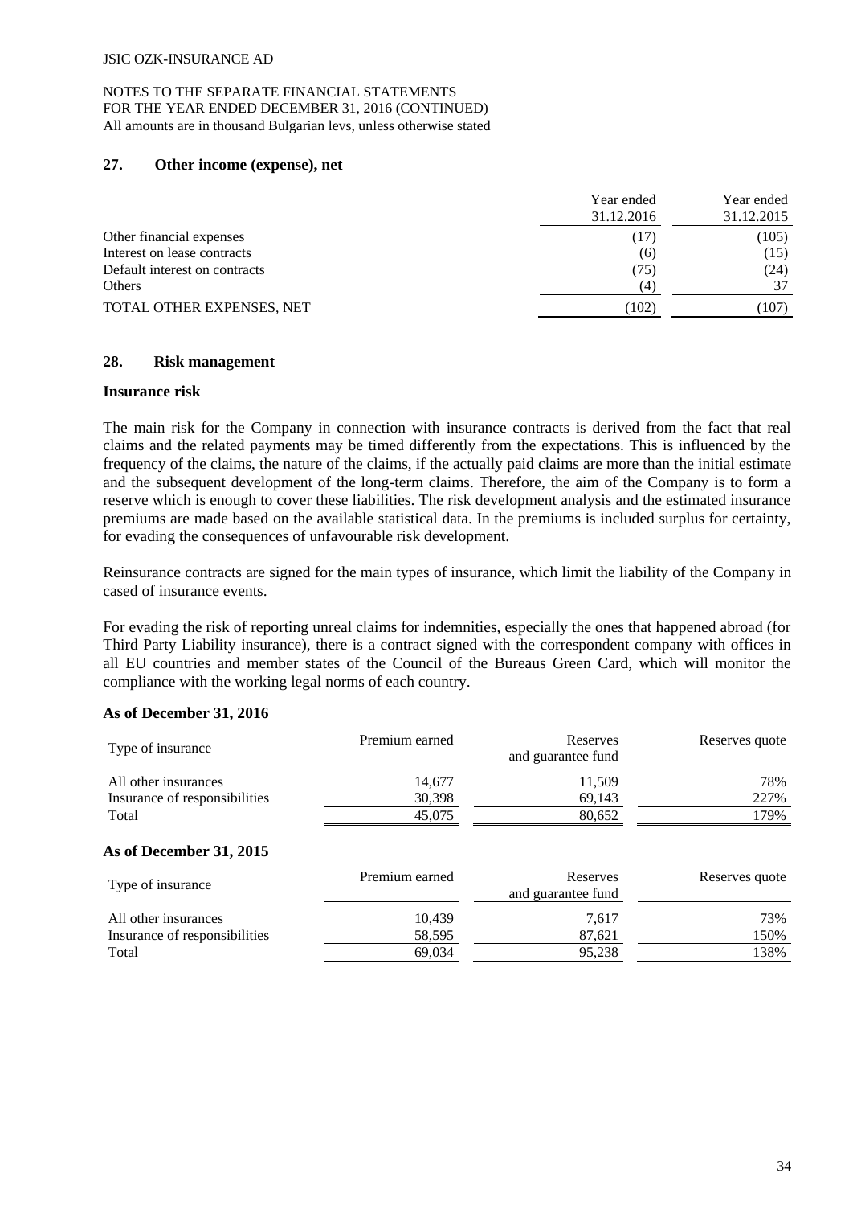## 27. Other income (expense), net

| | Year ended 31.12.2016 | Year ended 31.12.2015 |
|---|---|---|
| Other financial expenses | (17) | (105) |
| Interest on lease contracts | (6) | (15) |
| Default interest on contracts | (75) | (24) |
| Others | (4) | 37 |
| TOTAL OTHER EXPENSES, NET | (102) | (107) |

## 28. Risk management

### Insurance risk

The main risk for the Company in connection with insurance contracts is derived from the fact that real claims and the related payments may be timed differently from the expectations. This is influenced by the frequency of the claims, the nature of the claims, if the actually paid claims are more than the initial estimate and the subsequent development of the long-term claims. Therefore, the aim of the Company is to form a reserve which is enough to cover these liabilities. The risk development analysis and the estimated insurance premiums are made based on the available statistical data. In the premiums is included surplus for certainty, for evading the consequences of unfavourable risk development.

Reinsurance contracts are signed for the main types of insurance, which limit the liability of the Company in cased of insurance events.

For evading the risk of reporting unreal claims for indemnities, especially the ones that happened abroad (for Third Party Liability insurance), there is a contract signed with the correspondent company with offices in all EU countries and member states of the Council of the Bureaus Green Card, which will monitor the compliance with the working legal norms of each country.

**As of December 31, 2016**

| Type of insurance | Premium earned | Reserves and guarantee fund | Reserves quote |
|---|---|---|---|
| All other insurances | 14,677 | 11,509 | 78% |
| Insurance of responsibilities | 30,398 | 69,143 | 227% |
| Total | 45,075 | 80,652 | 179% |

**As of December 31, 2015**

| Type of insurance | Premium earned | Reserves and guarantee fund | Reserves quote |
|---|---|---|---|
| All other insurances | 10,439 | 7,617 | 73% |
| Insurance of responsibilities | 58,595 | 87,621 | 150% |
| Total | 69,034 | 95,238 | 138% |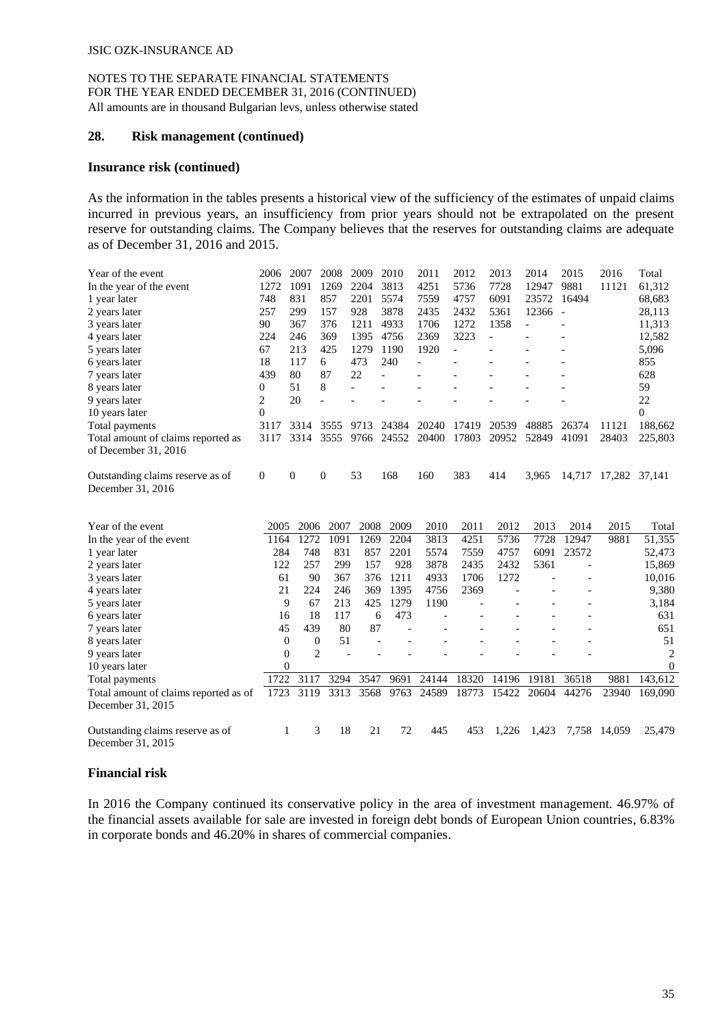## 28. Risk management (continued)

### Insurance risk (continued)

As the information in the tables presents a historical view of the sufficiency of the estimates of unpaid claims incurred in previous years, an insufficiency from prior years should not be extrapolated on the present reserve for outstanding claims. The Company believes that the reserves for outstanding claims are adequate as of December 31, 2016 and 2015.

| Year of the event | 2006 | 2007 | 2008 | 2009 | 2010 | 2011 | 2012 | 2013 | 2014 | 2015 | 2016 | Total |
|---|---|---|---|---|---|---|---|---|---|---|---|---|
| In the year of the event | 1272 | 1091 | 1269 | 2204 | 3813 | 4251 | 5736 | 7728 | 12947 | 9881 | 11121 | 61,312 |
| 1 year later | 748 | 831 | 857 | 2201 | 5574 | 7559 | 4757 | 6091 | 23572 | 16494 | | 68,683 |
| 2 years later | 257 | 299 | 157 | 928 | 3878 | 2435 | 2432 | 5361 | 12366 | - | | 28,113 |
| 3 years later | 90 | 367 | 376 | 1211 | 4933 | 1706 | 1272 | 1358 | - | - | | 11,313 |
| 4 years later | 224 | 246 | 369 | 1395 | 4756 | 2369 | 3223 | - | - | - | | 12,582 |
| 5 years later | 67 | 213 | 425 | 1279 | 1190 | 1920 | - | - | - | - | | 5,096 |
| 6 years later | 18 | 117 | 6 | 473 | 240 | - | - | - | - | - | | 855 |
| 7 years later | 439 | 80 | 87 | 22 | - | - | - | - | - | - | | 628 |
| 8 years later | 0 | 51 | 8 | - | - | - | - | - | - | - | | 59 |
| 9 years later | 2 | 20 | - | - | - | - | - | - | - | - | | 22 |
| 10 years later | 0 | | | | | | | | | | | 0 |
| Total payments | 3117 | 3314 | 3555 | 9713 | 24384 | 20240 | 17419 | 20539 | 48885 | 26374 | 11121 | 188,662 |
| Total amount of claims reported as of December 31, 2016 | 3117 | 3314 | 3555 | 9766 | 24552 | 20400 | 17803 | 20952 | 52849 | 41091 | 28403 | 225,803 |
| Outstanding claims reserve as of December 31, 2016 | 0 | 0 | 0 | 53 | 168 | 160 | 383 | 414 | 3,965 | 14,717 | 17,282 | 37,141 |

| Year of the event | 2005 | 2006 | 2007 | 2008 | 2009 | 2010 | 2011 | 2012 | 2013 | 2014 | 2015 | Total |
|---|---|---|---|---|---|---|---|---|---|---|---|---|
| In the year of the event | 1164 | 1272 | 1091 | 1269 | 2204 | 3813 | 4251 | 5736 | 7728 | 12947 | 9881 | 51,355 |
| 1 year later | 284 | 748 | 831 | 857 | 2201 | 5574 | 7559 | 4757 | 6091 | 23572 | | 52,473 |
| 2 years later | 122 | 257 | 299 | 157 | 928 | 3878 | 2435 | 2432 | 5361 | - | | 15,869 |
| 3 years later | 61 | 90 | 367 | 376 | 1211 | 4933 | 1706 | 1272 | - | - | | 10,016 |
| 4 years later | 21 | 224 | 246 | 369 | 1395 | 4756 | 2369 | - | - | - | | 9,380 |
| 5 years later | 9 | 67 | 213 | 425 | 1279 | 1190 | - | - | - | - | | 3,184 |
| 6 years later | 16 | 18 | 117 | 6 | 473 | - | - | - | - | - | | 631 |
| 7 years later | 45 | 439 | 80 | 87 | - | - | - | - | - | - | | 651 |
| 8 years later | 0 | 0 | 51 | - | - | - | - | - | - | - | | 51 |
| 9 years later | 0 | 2 | - | - | - | - | - | - | - | - | | 2 |
| 10 years later | 0 | | | | | | | | | | | 0 |
| Total payments | 1722 | 3117 | 3294 | 3547 | 9691 | 24144 | 18320 | 14196 | 19181 | 36518 | 9881 | 143,612 |
| Total amount of claims reported as of December 31, 2015 | 1723 | 3119 | 3313 | 3568 | 9763 | 24589 | 18773 | 15422 | 20604 | 44276 | 23940 | 169,090 |
| Outstanding claims reserve as of December 31, 2015 | 1 | 3 | 18 | 21 | 72 | 445 | 453 | 1,226 | 1,423 | 7,758 | 14,059 | 25,479 |

### Financial risk

In 2016 the Company continued its conservative policy in the area of investment management. 46.97% of the financial assets available for sale are invested in foreign debt bonds of European Union countries, 6.83% in corporate bonds and 46.20% in shares of commercial companies.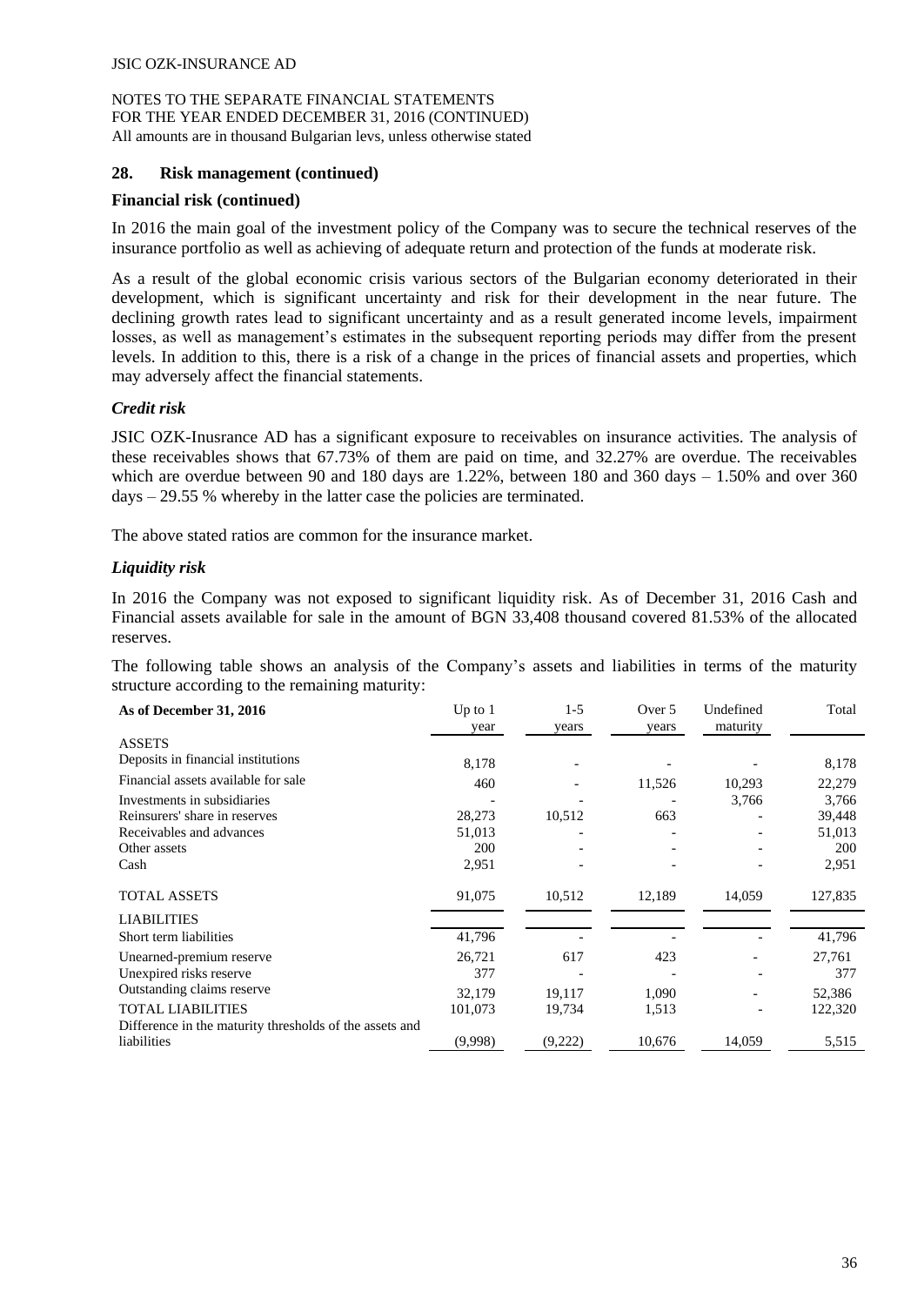JSIC OZK-INSURANCE AD

NOTES TO THE SEPARATE FINANCIAL STATEMENTS
FOR THE YEAR ENDED DECEMBER 31, 2016 (CONTINUED)
All amounts are in thousand Bulgarian levs, unless otherwise stated

## 28. Risk management (continued)

### Financial risk (continued)

In 2016 the main goal of the investment policy of the Company was to secure the technical reserves of the insurance portfolio as well as achieving of adequate return and protection of the funds at moderate risk.

As a result of the global economic crisis various sectors of the Bulgarian economy deteriorated in their development, which is significant uncertainty and risk for their development in the near future. The declining growth rates lead to significant uncertainty and as a result generated income levels, impairment losses, as well as management's estimates in the subsequent reporting periods may differ from the present levels. In addition to this, there is a risk of a change in the prices of financial assets and properties, which may adversely affect the financial statements.

### *Credit risk*

JSIC OZK-Inusrance AD has a significant exposure to receivables on insurance activities. The analysis of these receivables shows that 67.73% of them are paid on time, and 32.27% are overdue. The receivables which are overdue between 90 and 180 days are 1.22%, between 180 and 360 days – 1.50% and over 360 days – 29.55 % whereby in the latter case the policies are terminated.

The above stated ratios are common for the insurance market.

### *Liquidity risk*

In 2016 the Company was not exposed to significant liquidity risk. As of December 31, 2016 Cash and Financial assets available for sale in the amount of BGN 33,408 thousand covered 81.53% of the allocated reserves.

The following table shows an analysis of the Company's assets and liabilities in terms of the maturity structure according to the remaining maturity:

| As of December 31, 2016 | Up to 1 year | 1-5 years | Over 5 years | Undefined maturity | Total |
|---|---|---|---|---|---|
| ASSETS | | | | | |
| Deposits in financial institutions | 8,178 | - | - | - | 8,178 |
| Financial assets available for sale | 460 | - | 11,526 | 10,293 | 22,279 |
| Investments in subsidiaries | - | - | - | 3,766 | 3,766 |
| Reinsurers' share in reserves | 28,273 | 10,512 | 663 | - | 39,448 |
| Receivables and advances | 51,013 | - | - | - | 51,013 |
| Other assets | 200 | - | - | - | 200 |
| Cash | 2,951 | - | - | - | 2,951 |
| TOTAL ASSETS | 91,075 | 10,512 | 12,189 | 14,059 | 127,835 |
| LIABILITIES | | | | | |
| Short term liabilities | 41,796 | - | - | - | 41,796 |
| Unearned-premium reserve | 26,721 | 617 | 423 | - | 27,761 |
| Unexpired risks reserve | 377 | - | - | - | 377 |
| Outstanding claims reserve | 32,179 | 19,117 | 1,090 | - | 52,386 |
| TOTAL LIABILITIES | 101,073 | 19,734 | 1,513 | - | 122,320 |
| Difference in the maturity thresholds of the assets and liabilities | (9,998) | (9,222) | 10,676 | 14,059 | 5,515 |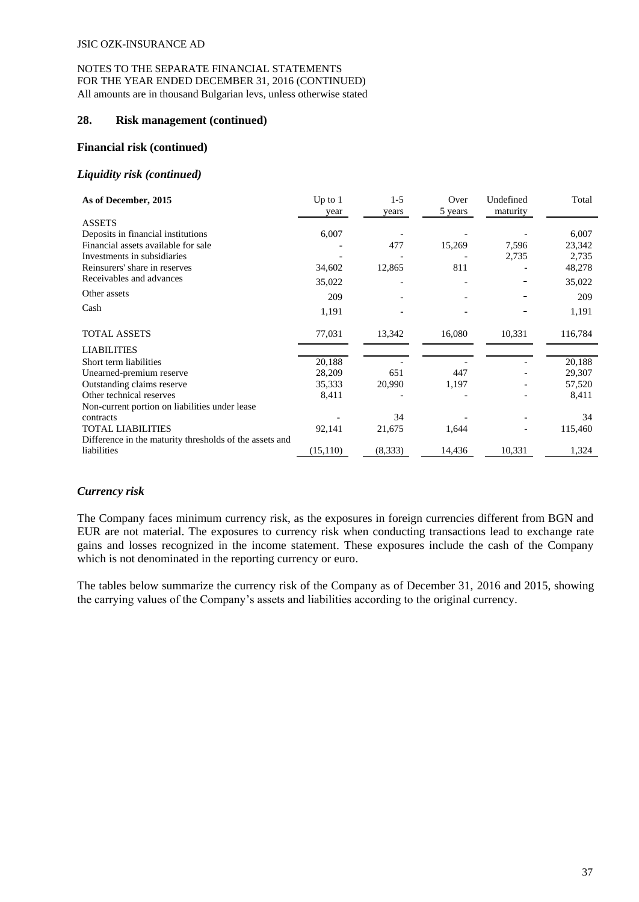## 28. Risk management (continued)

### Financial risk (continued)

#### *Liquidity risk (continued)*

| As of December, 2015 | Up to 1 year | 1-5 years | Over 5 years | Undefined maturity | Total |
|---|---|---|---|---|---|
| ASSETS | | | | | |
| Deposits in financial institutions | 6,007 | - | - | - | 6,007 |
| Financial assets available for sale | - | 477 | 15,269 | 7,596 | 23,342 |
| Investments in subsidiaries | - | - | - | 2,735 | 2,735 |
| Reinsurers' share in reserves | 34,602 | 12,865 | 811 | - | 48,278 |
| Receivables and advances | 35,022 | - | - | - | 35,022 |
| Other assets | 209 | - | - | - | 209 |
| Cash | 1,191 | - | - | - | 1,191 |
| TOTAL ASSETS | 77,031 | 13,342 | 16,080 | 10,331 | 116,784 |
| LIABILITIES | | | | | |
| Short term liabilities | 20,188 | - | - | - | 20,188 |
| Unearned-premium reserve | 28,209 | 651 | 447 | - | 29,307 |
| Outstanding claims reserve | 35,333 | 20,990 | 1,197 | - | 57,520 |
| Other technical reserves | 8,411 | - | - | - | 8,411 |
| Non-current portion on liabilities under lease contracts | - | 34 | - | - | 34 |
| TOTAL LIABILITIES | 92,141 | 21,675 | 1,644 | - | 115,460 |
| Difference in the maturity thresholds of the assets and liabilities | (15,110) | (8,333) | 14,436 | 10,331 | 1,324 |

#### *Currency risk*

The Company faces minimum currency risk, as the exposures in foreign currencies different from BGN and EUR are not material. The exposures to currency risk when conducting transactions lead to exchange rate gains and losses recognized in the income statement. These exposures include the cash of the Company which is not denominated in the reporting currency or euro.

The tables below summarize the currency risk of the Company as of December 31, 2016 and 2015, showing the carrying values of the Company's assets and liabilities according to the original currency.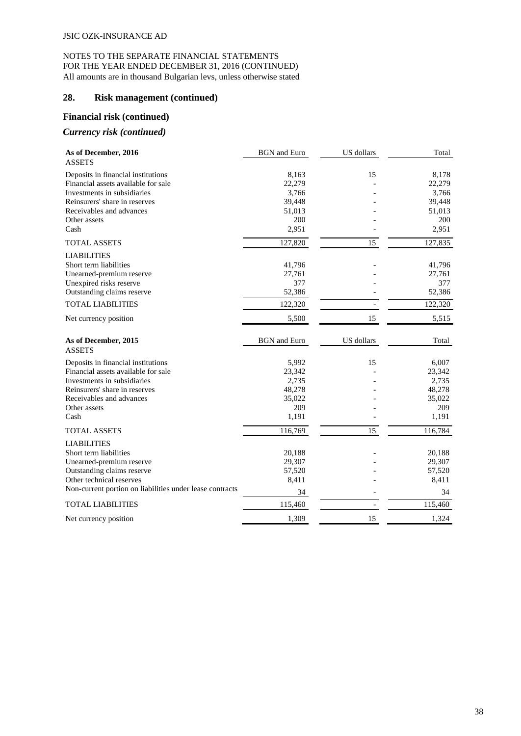## 28. Risk management (continued)

### Financial risk (continued)

#### *Currency risk (continued)*

| **As of December, 2016** | BGN and Euro | US dollars | Total |
|---|---|---|---|
| ASSETS | | | |
| Deposits in financial institutions | 8,163 | 15 | 8,178 |
| Financial assets available for sale | 22,279 | - | 22,279 |
| Investments in subsidiaries | 3,766 | - | 3,766 |
| Reinsurers' share in reserves | 39,448 | - | 39,448 |
| Receivables and advances | 51,013 | - | 51,013 |
| Other assets | 200 | - | 200 |
| Cash | 2,951 | - | 2,951 |
| TOTAL ASSETS | 127,820 | 15 | 127,835 |
| LIABILITIES | | | |
| Short term liabilities | 41,796 | - | 41,796 |
| Unearned-premium reserve | 27,761 | - | 27,761 |
| Unexpired risks reserve | 377 | - | 377 |
| Outstanding claims reserve | 52,386 | - | 52,386 |
| TOTAL LIABILITIES | 122,320 | - | 122,320 |
| Net currency position | 5,500 | 15 | 5,515 |

| **As of December, 2015** | BGN and Euro | US dollars | Total |
|---|---|---|---|
| ASSETS | | | |
| Deposits in financial institutions | 5,992 | 15 | 6,007 |
| Financial assets available for sale | 23,342 | - | 23,342 |
| Investments in subsidiaries | 2,735 | - | 2,735 |
| Reinsurers' share in reserves | 48,278 | - | 48,278 |
| Receivables and advances | 35,022 | - | 35,022 |
| Other assets | 209 | - | 209 |
| Cash | 1,191 | - | 1,191 |
| TOTAL ASSETS | 116,769 | 15 | 116,784 |
| LIABILITIES | | | |
| Short term liabilities | 20,188 | - | 20,188 |
| Unearned-premium reserve | 29,307 | - | 29,307 |
| Outstanding claims reserve | 57,520 | - | 57,520 |
| Other technical reserves | 8,411 | - | 8,411 |
| Non-current portion on liabilities under lease contracts | 34 | - | 34 |
| TOTAL LIABILITIES | 115,460 | - | 115,460 |
| Net currency position | 1,309 | 15 | 1,324 |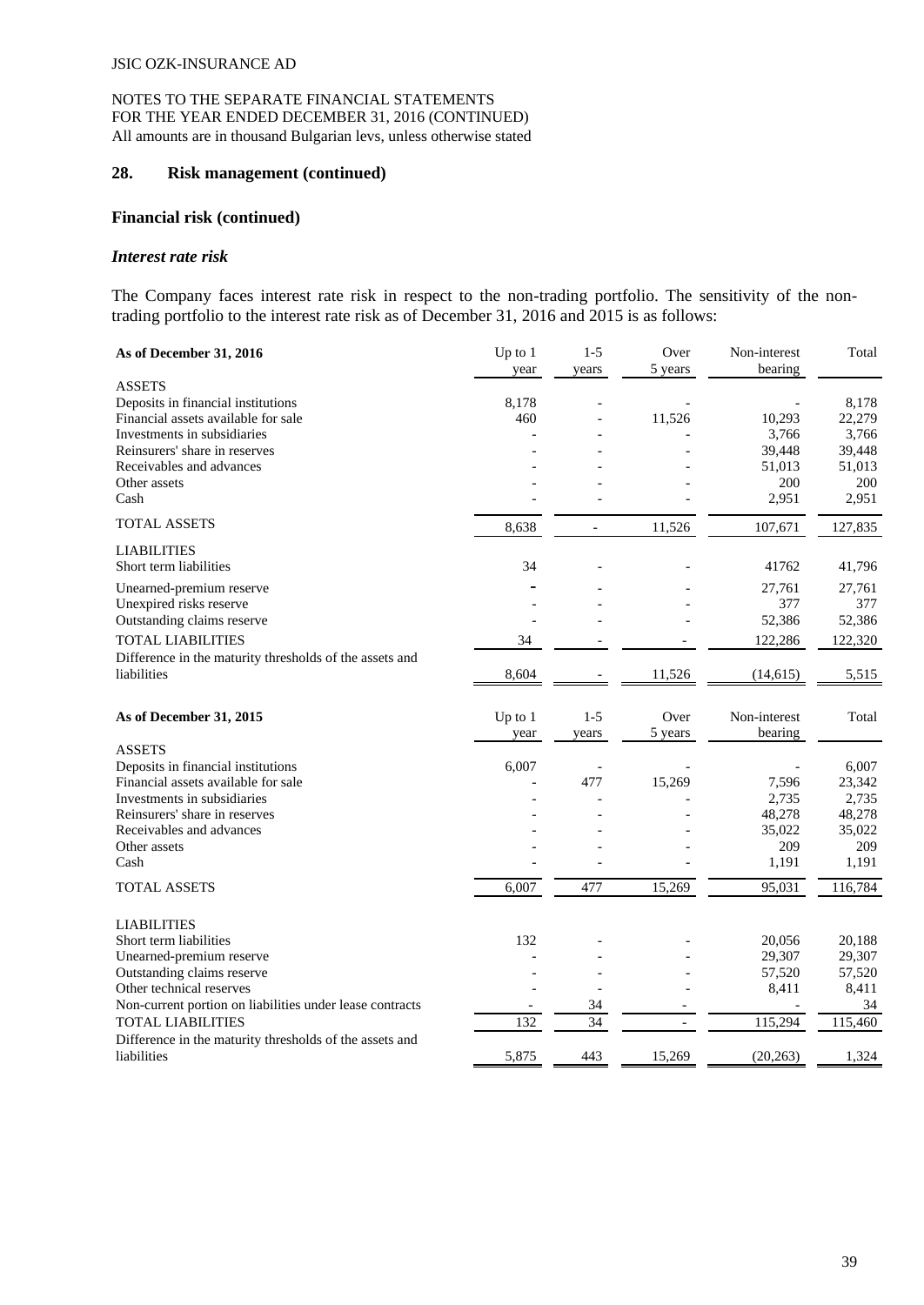## 28. Risk management (continued)

### Financial risk (continued)

#### *Interest rate risk*

The Company faces interest rate risk in respect to the non-trading portfolio. The sensitivity of the non-trading portfolio to the interest rate risk as of December 31, 2016 and 2015 is as follows:

| As of December 31, 2016 | Up to 1 year | 1-5 years | Over 5 years | Non-interest bearing | Total |
|---|---|---|---|---|---|
| ASSETS | | | | | |
| Deposits in financial institutions | 8,178 | - | - | - | 8,178 |
| Financial assets available for sale | 460 | - | 11,526 | 10,293 | 22,279 |
| Investments in subsidiaries | - | - | - | 3,766 | 3,766 |
| Reinsurers' share in reserves | - | - | - | 39,448 | 39,448 |
| Receivables and advances | - | - | - | 51,013 | 51,013 |
| Other assets | - | - | - | 200 | 200 |
| Cash | - | - | - | 2,951 | 2,951 |
| TOTAL ASSETS | 8,638 | - | 11,526 | 107,671 | 127,835 |
| LIABILITIES | | | | | |
| Short term liabilities | 34 | - | - | 41762 | 41,796 |
| Unearned-premium reserve | - | - | - | 27,761 | 27,761 |
| Unexpired risks reserve | - | - | - | 377 | 377 |
| Outstanding claims reserve | - | - | - | 52,386 | 52,386 |
| TOTAL LIABILITIES | 34 | - | - | 122,286 | 122,320 |
| Difference in the maturity thresholds of the assets and liabilities | 8,604 | - | 11,526 | (14,615) | 5,515 |

| As of December 31, 2015 | Up to 1 year | 1-5 years | Over 5 years | Non-interest bearing | Total |
|---|---|---|---|---|---|
| ASSETS | | | | | |
| Deposits in financial institutions | 6,007 | - | - | - | 6,007 |
| Financial assets available for sale | - | 477 | 15,269 | 7,596 | 23,342 |
| Investments in subsidiaries | - | - | - | 2,735 | 2,735 |
| Reinsurers' share in reserves | - | - | - | 48,278 | 48,278 |
| Receivables and advances | - | - | - | 35,022 | 35,022 |
| Other assets | - | - | - | 209 | 209 |
| Cash | - | - | - | 1,191 | 1,191 |
| TOTAL ASSETS | 6,007 | 477 | 15,269 | 95,031 | 116,784 |
| LIABILITIES | | | | | |
| Short term liabilities | 132 | - | - | 20,056 | 20,188 |
| Unearned-premium reserve | - | - | - | 29,307 | 29,307 |
| Outstanding claims reserve | - | - | - | 57,520 | 57,520 |
| Other technical reserves | - | - | - | 8,411 | 8,411 |
| Non-current portion on liabilities under lease contracts | - | 34 | - | - | 34 |
| TOTAL LIABILITIES | 132 | 34 | - | 115,294 | 115,460 |
| Difference in the maturity thresholds of the assets and liabilities | 5,875 | 443 | 15,269 | (20,263) | 1,324 |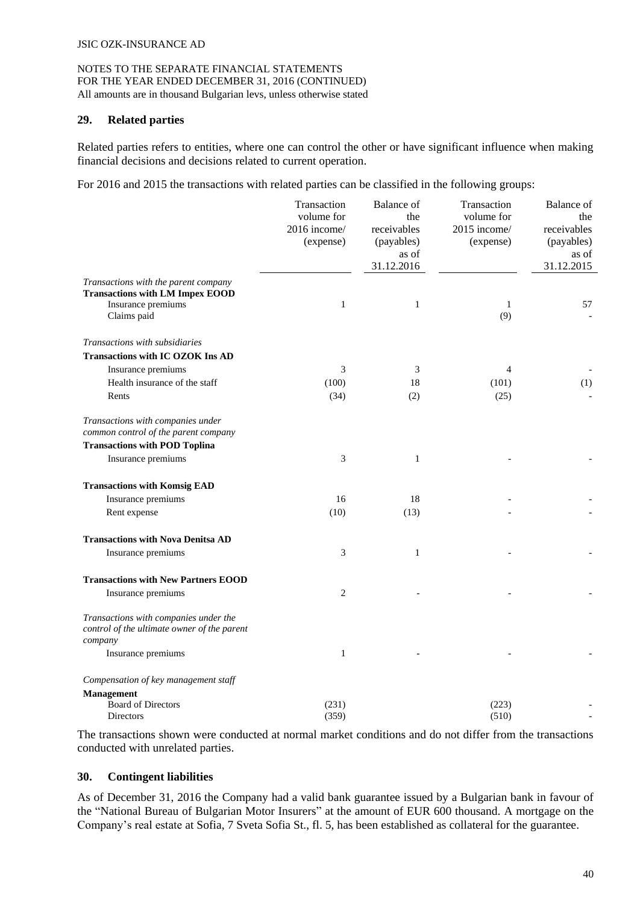JSIC OZK-INSURANCE AD

NOTES TO THE SEPARATE FINANCIAL STATEMENTS
FOR THE YEAR ENDED DECEMBER 31, 2016 (CONTINUED)
All amounts are in thousand Bulgarian levs, unless otherwise stated

## 29. Related parties

Related parties refers to entities, where one can control the other or have significant influence when making financial decisions and decisions related to current operation.

For 2016 and 2015 the transactions with related parties can be classified in the following groups:

| | Transaction volume for 2016 income/ (expense) | Balance of the receivables (payables) as of 31.12.2016 | Transaction volume for 2015 income/ (expense) | Balance of the receivables (payables) as of 31.12.2015 |
|---|---|---|---|---|
| *Transactions with the parent company* | | | | |
| **Transactions with LM Impex EOOD** | | | | |
| Insurance premiums | 1 | 1 | 1 | 57 |
| Claims paid | | | (9) | - |
| *Transactions with subsidiaries* | | | | |
| **Transactions with IC OZOK Ins AD** | | | | |
| Insurance premiums | 3 | 3 | 4 | - |
| Health insurance of the staff | (100) | 18 | (101) | (1) |
| Rents | (34) | (2) | (25) | - |
| *Transactions with companies under common control of the parent company* | | | | |
| **Transactions with POD Toplina** | | | | |
| Insurance premiums | 3 | 1 | - | - |
| **Transactions with Komsig EAD** | | | | |
| Insurance premiums | 16 | 18 | - | - |
| Rent expense | (10) | (13) | - | - |
| **Transactions with Nova Denitsa AD** | | | | |
| Insurance premiums | 3 | 1 | - | - |
| **Transactions with New Partners EOOD** | | | | |
| Insurance premiums | 2 | - | - | - |
| *Transactions with companies under the control of the ultimate owner of the parent company* | | | | |
| Insurance premiums | 1 | - | - | - |
| *Compensation of key management staff* | | | | |
| **Management** | | | | |
| Board of Directors | (231) | | (223) | - |
| Directors | (359) | | (510) | - |

The transactions shown were conducted at normal market conditions and do not differ from the transactions conducted with unrelated parties.

## 30. Contingent liabilities

As of December 31, 2016 the Company had a valid bank guarantee issued by a Bulgarian bank in favour of the "National Bureau of Bulgarian Motor Insurers" at the amount of EUR 600 thousand. A mortgage on the Company's real estate at Sofia, 7 Sveta Sofia St., fl. 5, has been established as collateral for the guarantee.